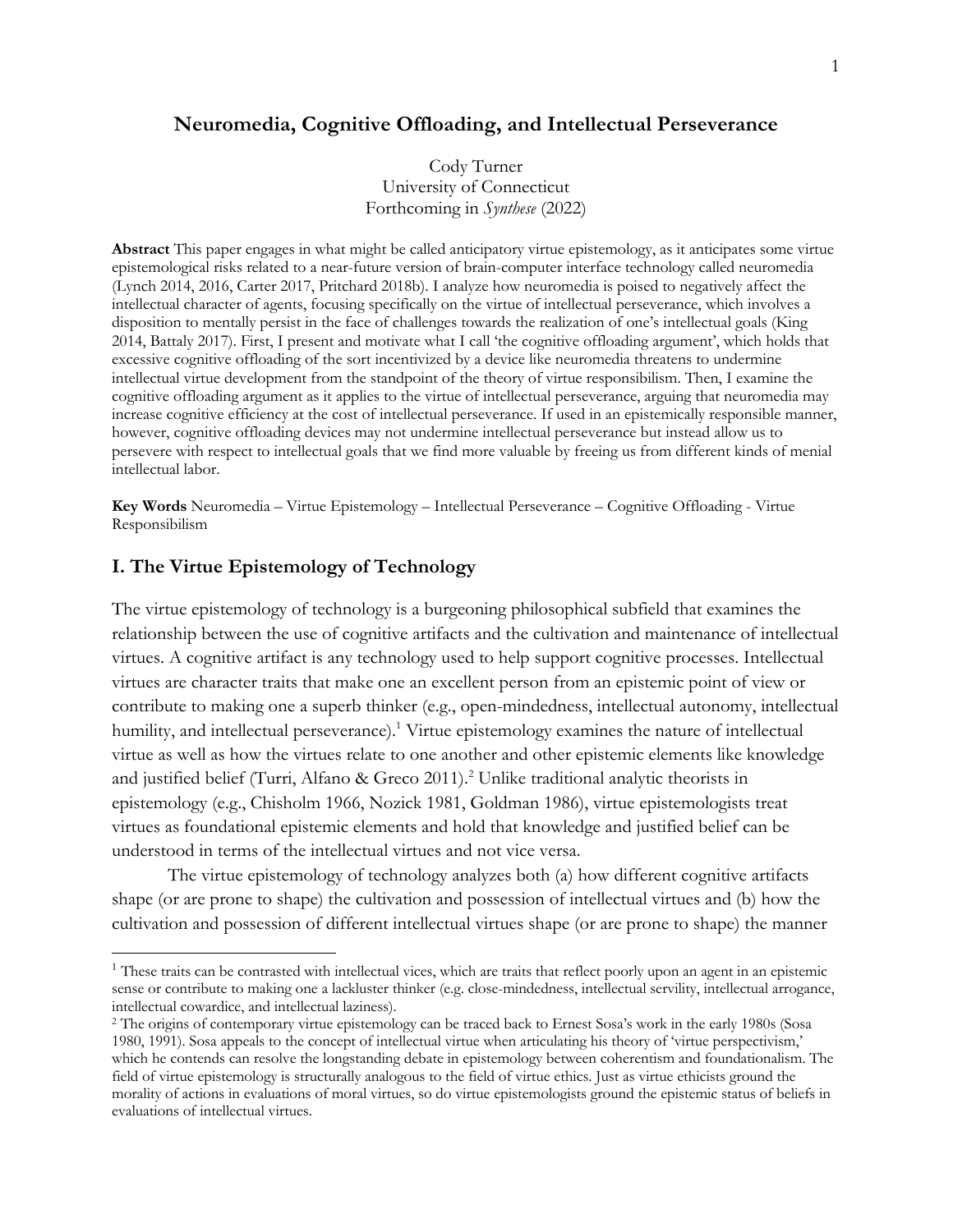# Neuromedia, Cognitive Offloading, and Intellectual Perseverance

Cody Turner
University of Connecticut
Forthcoming in *Synthese* (2022)

**Abstract** This paper engages in what might be called anticipatory virtue epistemology, as it anticipates some virtue epistemological risks related to a near-future version of brain-computer interface technology called neuromedia (Lynch 2014, 2016, Carter 2017, Pritchard 2018b). I analyze how neuromedia is poised to negatively affect the intellectual character of agents, focusing specifically on the virtue of intellectual perseverance, which involves a disposition to mentally persist in the face of challenges towards the realization of one's intellectual goals (King 2014, Battaly 2017). First, I present and motivate what I call 'the cognitive offloading argument', which holds that excessive cognitive offloading of the sort incentivized by a device like neuromedia threatens to undermine intellectual virtue development from the standpoint of the theory of virtue responsibilism. Then, I examine the cognitive offloading argument as it applies to the virtue of intellectual perseverance, arguing that neuromedia may increase cognitive efficiency at the cost of intellectual perseverance. If used in an epistemically responsible manner, however, cognitive offloading devices may not undermine intellectual perseverance but instead allow us to persevere with respect to intellectual goals that we find more valuable by freeing us from different kinds of menial intellectual labor.

**Key Words** Neuromedia – Virtue Epistemology – Intellectual Perseverance – Cognitive Offloading - Virtue Responsibilism

## I. The Virtue Epistemology of Technology

The virtue epistemology of technology is a burgeoning philosophical subfield that examines the relationship between the use of cognitive artifacts and the cultivation and maintenance of intellectual virtues. A cognitive artifact is any technology used to help support cognitive processes. Intellectual virtues are character traits that make one an excellent person from an epistemic point of view or contribute to making one a superb thinker (e.g., open-mindedness, intellectual autonomy, intellectual humility, and intellectual perseverance).[1] Virtue epistemology examines the nature of intellectual virtue as well as how the virtues relate to one another and other epistemic elements like knowledge and justified belief (Turri, Alfano & Greco 2011).[2] Unlike traditional analytic theorists in epistemology (e.g., Chisholm 1966, Nozick 1981, Goldman 1986), virtue epistemologists treat virtues as foundational epistemic elements and hold that knowledge and justified belief can be understood in terms of the intellectual virtues and not vice versa.

The virtue epistemology of technology analyzes both (a) how different cognitive artifacts shape (or are prone to shape) the cultivation and possession of intellectual virtues and (b) how the cultivation and possession of different intellectual virtues shape (or are prone to shape) the manner

[1] These traits can be contrasted with intellectual vices, which are traits that reflect poorly upon an agent in an epistemic sense or contribute to making one a lackluster thinker (e.g. close-mindedness, intellectual servility, intellectual arrogance, intellectual cowardice, and intellectual laziness).

[2] The origins of contemporary virtue epistemology can be traced back to Ernest Sosa's work in the early 1980s (Sosa 1980, 1991). Sosa appeals to the concept of intellectual virtue when articulating his theory of 'virtue perspectivism,' which he contends can resolve the longstanding debate in epistemology between coherentism and foundationalism. The field of virtue epistemology is structurally analogous to the field of virtue ethics. Just as virtue ethicists ground the morality of actions in evaluations of moral virtues, so do virtue epistemologists ground the epistemic status of beliefs in evaluations of intellectual virtues.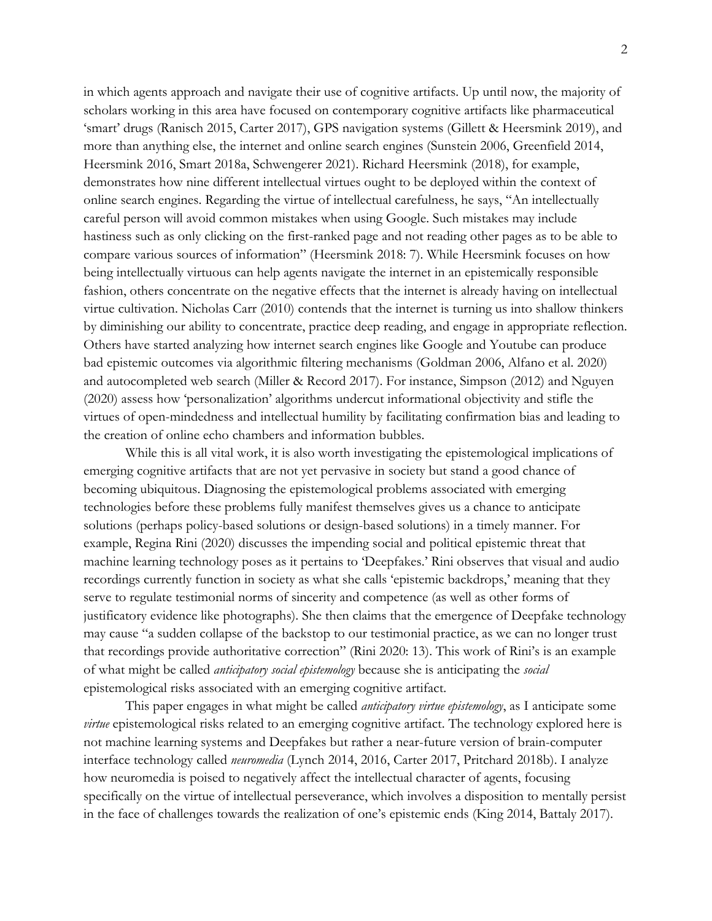in which agents approach and navigate their use of cognitive artifacts. Up until now, the majority of scholars working in this area have focused on contemporary cognitive artifacts like pharmaceutical 'smart' drugs (Ranisch 2015, Carter 2017), GPS navigation systems (Gillett & Heersmink 2019), and more than anything else, the internet and online search engines (Sunstein 2006, Greenfield 2014, Heersmink 2016, Smart 2018a, Schwengerer 2021). Richard Heersmink (2018), for example, demonstrates how nine different intellectual virtues ought to be deployed within the context of online search engines. Regarding the virtue of intellectual carefulness, he says, "An intellectually careful person will avoid common mistakes when using Google. Such mistakes may include hastiness such as only clicking on the first-ranked page and not reading other pages as to be able to compare various sources of information" (Heersmink 2018: 7). While Heersmink focuses on how being intellectually virtuous can help agents navigate the internet in an epistemically responsible fashion, others concentrate on the negative effects that the internet is already having on intellectual virtue cultivation. Nicholas Carr (2010) contends that the internet is turning us into shallow thinkers by diminishing our ability to concentrate, practice deep reading, and engage in appropriate reflection. Others have started analyzing how internet search engines like Google and Youtube can produce bad epistemic outcomes via algorithmic filtering mechanisms (Goldman 2006, Alfano et al. 2020) and autocompleted web search (Miller & Record 2017). For instance, Simpson (2012) and Nguyen (2020) assess how 'personalization' algorithms undercut informational objectivity and stifle the virtues of open-mindedness and intellectual humility by facilitating confirmation bias and leading to the creation of online echo chambers and information bubbles.

While this is all vital work, it is also worth investigating the epistemological implications of emerging cognitive artifacts that are not yet pervasive in society but stand a good chance of becoming ubiquitous. Diagnosing the epistemological problems associated with emerging technologies before these problems fully manifest themselves gives us a chance to anticipate solutions (perhaps policy-based solutions or design-based solutions) in a timely manner. For example, Regina Rini (2020) discusses the impending social and political epistemic threat that machine learning technology poses as it pertains to 'Deepfakes.' Rini observes that visual and audio recordings currently function in society as what she calls 'epistemic backdrops,' meaning that they serve to regulate testimonial norms of sincerity and competence (as well as other forms of justificatory evidence like photographs). She then claims that the emergence of Deepfake technology may cause "a sudden collapse of the backstop to our testimonial practice, as we can no longer trust that recordings provide authoritative correction" (Rini 2020: 13). This work of Rini's is an example of what might be called *anticipatory social epistemology* because she is anticipating the *social* epistemological risks associated with an emerging cognitive artifact.

This paper engages in what might be called *anticipatory virtue epistemology*, as I anticipate some *virtue* epistemological risks related to an emerging cognitive artifact. The technology explored here is not machine learning systems and Deepfakes but rather a near-future version of brain-computer interface technology called *neuromedia* (Lynch 2014, 2016, Carter 2017, Pritchard 2018b). I analyze how neuromedia is poised to negatively affect the intellectual character of agents, focusing specifically on the virtue of intellectual perseverance, which involves a disposition to mentally persist in the face of challenges towards the realization of one's epistemic ends (King 2014, Battaly 2017).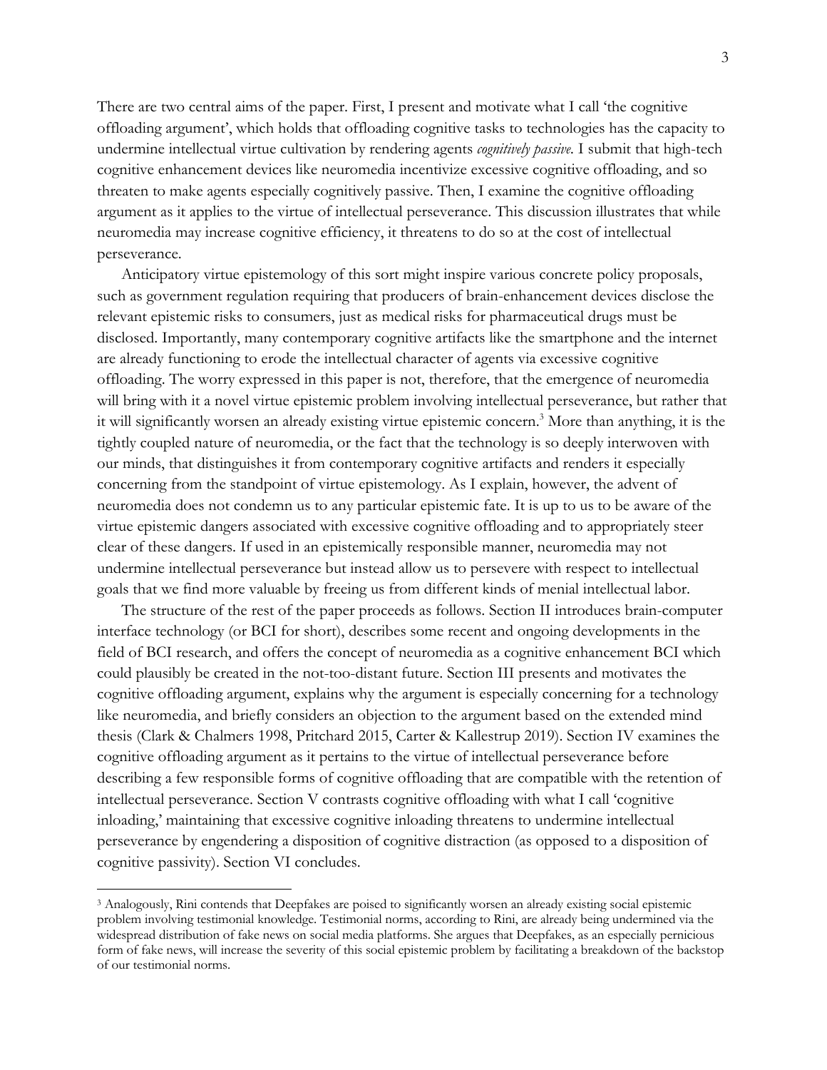There are two central aims of the paper. First, I present and motivate what I call 'the cognitive offloading argument', which holds that offloading cognitive tasks to technologies has the capacity to undermine intellectual virtue cultivation by rendering agents *cognitively passive*. I submit that high-tech cognitive enhancement devices like neuromedia incentivize excessive cognitive offloading, and so threaten to make agents especially cognitively passive. Then, I examine the cognitive offloading argument as it applies to the virtue of intellectual perseverance. This discussion illustrates that while neuromedia may increase cognitive efficiency, it threatens to do so at the cost of intellectual perseverance.

Anticipatory virtue epistemology of this sort might inspire various concrete policy proposals, such as government regulation requiring that producers of brain-enhancement devices disclose the relevant epistemic risks to consumers, just as medical risks for pharmaceutical drugs must be disclosed. Importantly, many contemporary cognitive artifacts like the smartphone and the internet are already functioning to erode the intellectual character of agents via excessive cognitive offloading. The worry expressed in this paper is not, therefore, that the emergence of neuromedia will bring with it a novel virtue epistemic problem involving intellectual perseverance, but rather that it will significantly worsen an already existing virtue epistemic concern.[3] More than anything, it is the tightly coupled nature of neuromedia, or the fact that the technology is so deeply interwoven with our minds, that distinguishes it from contemporary cognitive artifacts and renders it especially concerning from the standpoint of virtue epistemology. As I explain, however, the advent of neuromedia does not condemn us to any particular epistemic fate. It is up to us to be aware of the virtue epistemic dangers associated with excessive cognitive offloading and to appropriately steer clear of these dangers. If used in an epistemically responsible manner, neuromedia may not undermine intellectual perseverance but instead allow us to persevere with respect to intellectual goals that we find more valuable by freeing us from different kinds of menial intellectual labor.

The structure of the rest of the paper proceeds as follows. Section II introduces brain-computer interface technology (or BCI for short), describes some recent and ongoing developments in the field of BCI research, and offers the concept of neuromedia as a cognitive enhancement BCI which could plausibly be created in the not-too-distant future. Section III presents and motivates the cognitive offloading argument, explains why the argument is especially concerning for a technology like neuromedia, and briefly considers an objection to the argument based on the extended mind thesis (Clark & Chalmers 1998, Pritchard 2015, Carter & Kallestrup 2019). Section IV examines the cognitive offloading argument as it pertains to the virtue of intellectual perseverance before describing a few responsible forms of cognitive offloading that are compatible with the retention of intellectual perseverance. Section V contrasts cognitive offloading with what I call 'cognitive inloading,' maintaining that excessive cognitive inloading threatens to undermine intellectual perseverance by engendering a disposition of cognitive distraction (as opposed to a disposition of cognitive passivity). Section VI concludes.

---

[3] Analogously, Rini contends that Deepfakes are poised to significantly worsen an already existing social epistemic problem involving testimonial knowledge. Testimonial norms, according to Rini, are already being undermined via the widespread distribution of fake news on social media platforms. She argues that Deepfakes, as an especially pernicious form of fake news, will increase the severity of this social epistemic problem by facilitating a breakdown of the backstop of our testimonial norms.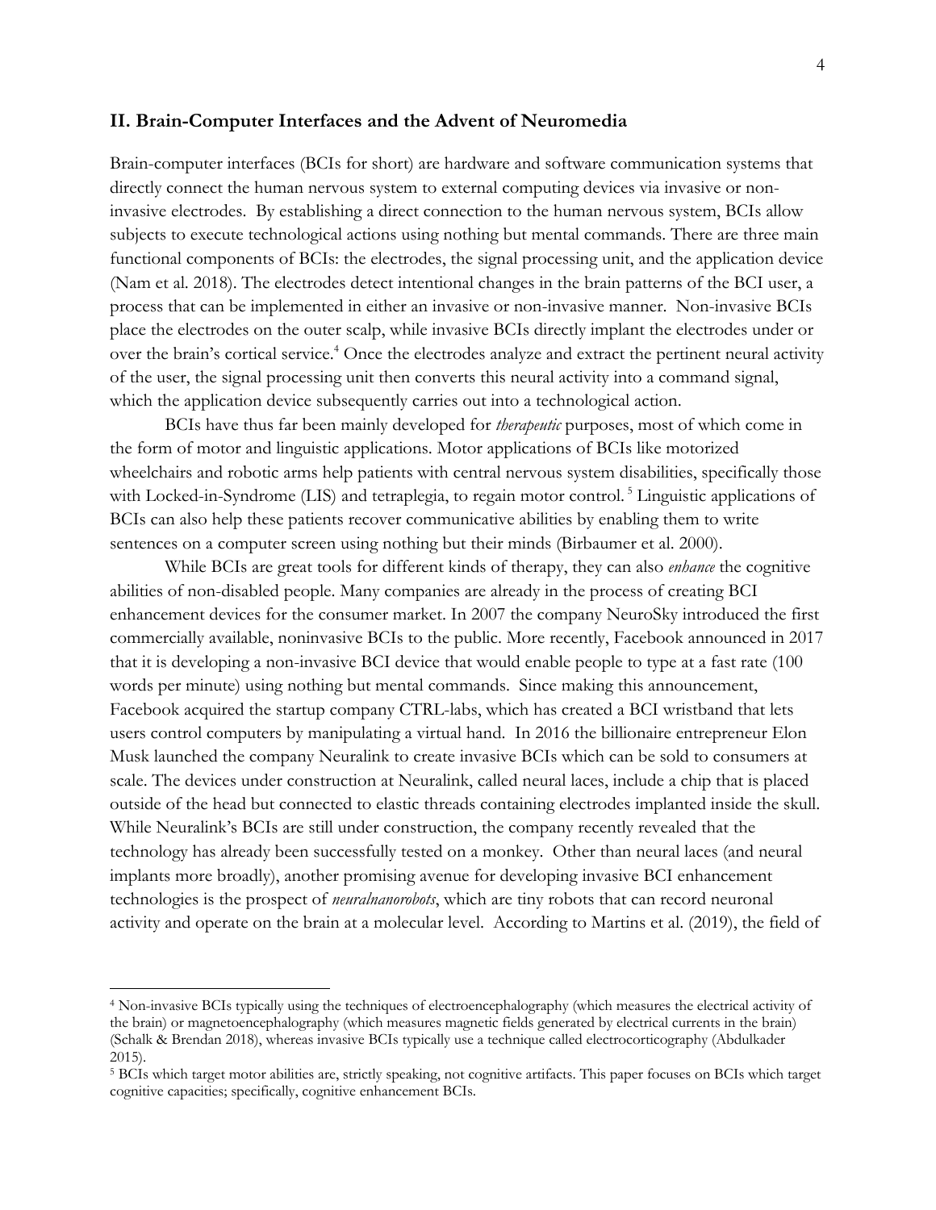## II. Brain-Computer Interfaces and the Advent of Neuromedia

Brain-computer interfaces (BCIs for short) are hardware and software communication systems that directly connect the human nervous system to external computing devices via invasive or non-invasive electrodes. By establishing a direct connection to the human nervous system, BCIs allow subjects to execute technological actions using nothing but mental commands. There are three main functional components of BCIs: the electrodes, the signal processing unit, and the application device (Nam et al. 2018). The electrodes detect intentional changes in the brain patterns of the BCI user, a process that can be implemented in either an invasive or non-invasive manner. Non-invasive BCIs place the electrodes on the outer scalp, while invasive BCIs directly implant the electrodes under or over the brain's cortical service.[4] Once the electrodes analyze and extract the pertinent neural activity of the user, the signal processing unit then converts this neural activity into a command signal, which the application device subsequently carries out into a technological action.

BCIs have thus far been mainly developed for *therapeutic* purposes, most of which come in the form of motor and linguistic applications. Motor applications of BCIs like motorized wheelchairs and robotic arms help patients with central nervous system disabilities, specifically those with Locked-in-Syndrome (LIS) and tetraplegia, to regain motor control.[5] Linguistic applications of BCIs can also help these patients recover communicative abilities by enabling them to write sentences on a computer screen using nothing but their minds (Birbaumer et al. 2000).

While BCIs are great tools for different kinds of therapy, they can also *enhance* the cognitive abilities of non-disabled people. Many companies are already in the process of creating BCI enhancement devices for the consumer market. In 2007 the company NeuroSky introduced the first commercially available, noninvasive BCIs to the public. More recently, Facebook announced in 2017 that it is developing a non-invasive BCI device that would enable people to type at a fast rate (100 words per minute) using nothing but mental commands. Since making this announcement, Facebook acquired the startup company CTRL-labs, which has created a BCI wristband that lets users control computers by manipulating a virtual hand. In 2016 the billionaire entrepreneur Elon Musk launched the company Neuralink to create invasive BCIs which can be sold to consumers at scale. The devices under construction at Neuralink, called neural laces, include a chip that is placed outside of the head but connected to elastic threads containing electrodes implanted inside the skull. While Neuralink's BCIs are still under construction, the company recently revealed that the technology has already been successfully tested on a monkey. Other than neural laces (and neural implants more broadly), another promising avenue for developing invasive BCI enhancement technologies is the prospect of *neuralnanorobots*, which are tiny robots that can record neuronal activity and operate on the brain at a molecular level. According to Martins et al. (2019), the field of

---

[4] Non-invasive BCIs typically using the techniques of electroencephalography (which measures the electrical activity of the brain) or magnetoencephalography (which measures magnetic fields generated by electrical currents in the brain) (Schalk & Brendan 2018), whereas invasive BCIs typically use a technique called electrocorticography (Abdulkader 2015).

[5] BCIs which target motor abilities are, strictly speaking, not cognitive artifacts. This paper focuses on BCIs which target cognitive capacities; specifically, cognitive enhancement BCIs.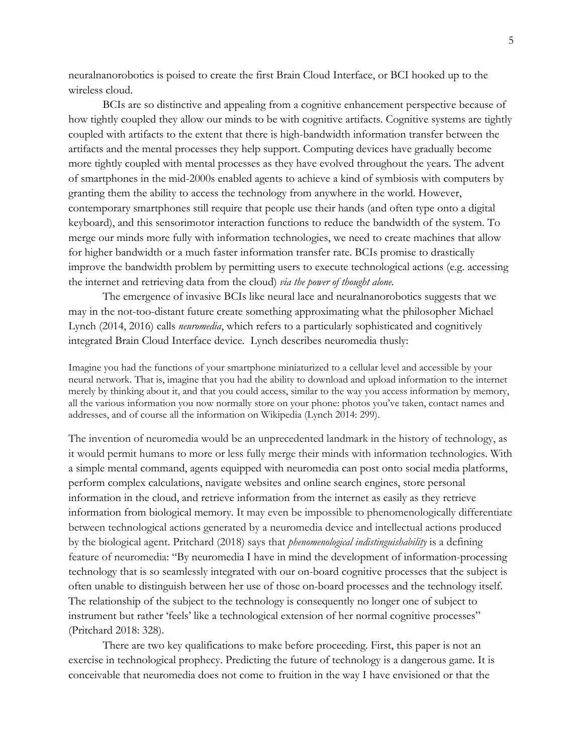neuralnanorobotics is poised to create the first Brain Cloud Interface, or BCI hooked up to the wireless cloud.

BCIs are so distinctive and appealing from a cognitive enhancement perspective because of how tightly coupled they allow our minds to be with cognitive artifacts. Cognitive systems are tightly coupled with artifacts to the extent that there is high-bandwidth information transfer between the artifacts and the mental processes they help support. Computing devices have gradually become more tightly coupled with mental processes as they have evolved throughout the years. The advent of smartphones in the mid-2000s enabled agents to achieve a kind of symbiosis with computers by granting them the ability to access the technology from anywhere in the world. However, contemporary smartphones still require that people use their hands (and often type onto a digital keyboard), and this sensorimotor interaction functions to reduce the bandwidth of the system. To merge our minds more fully with information technologies, we need to create machines that allow for higher bandwidth or a much faster information transfer rate. BCIs promise to drastically improve the bandwidth problem by permitting users to execute technological actions (e.g. accessing the internet and retrieving data from the cloud) *via the power of thought alone*.

The emergence of invasive BCIs like neural lace and neuralnanorobotics suggests that we may in the not-too-distant future create something approximating what the philosopher Michael Lynch (2014, 2016) calls *neuromedia*, which refers to a particularly sophisticated and cognitively integrated Brain Cloud Interface device. Lynch describes neuromedia thusly:

> Imagine you had the functions of your smartphone miniaturized to a cellular level and accessible by your neural network. That is, imagine that you had the ability to download and upload information to the internet merely by thinking about it, and that you could access, similar to the way you access information by memory, all the various information you now normally store on your phone: photos you've taken, contact names and addresses, and of course all the information on Wikipedia (Lynch 2014: 299).

The invention of neuromedia would be an unprecedented landmark in the history of technology, as it would permit humans to more or less fully merge their minds with information technologies. With a simple mental command, agents equipped with neuromedia can post onto social media platforms, perform complex calculations, navigate websites and online search engines, store personal information in the cloud, and retrieve information from the internet as easily as they retrieve information from biological memory. It may even be impossible to phenomenologically differentiate between technological actions generated by a neuromedia device and intellectual actions produced by the biological agent. Pritchard (2018) says that *phenomenological indistinguishability* is a defining feature of neuromedia: "By neuromedia I have in mind the development of information-processing technology that is so seamlessly integrated with our on-board cognitive processes that the subject is often unable to distinguish between her use of those on-board processes and the technology itself. The relationship of the subject to the technology is consequently no longer one of subject to instrument but rather 'feels' like a technological extension of her normal cognitive processes" (Pritchard 2018: 328).

There are two key qualifications to make before proceeding. First, this paper is not an exercise in technological prophecy. Predicting the future of technology is a dangerous game. It is conceivable that neuromedia does not come to fruition in the way I have envisioned or that the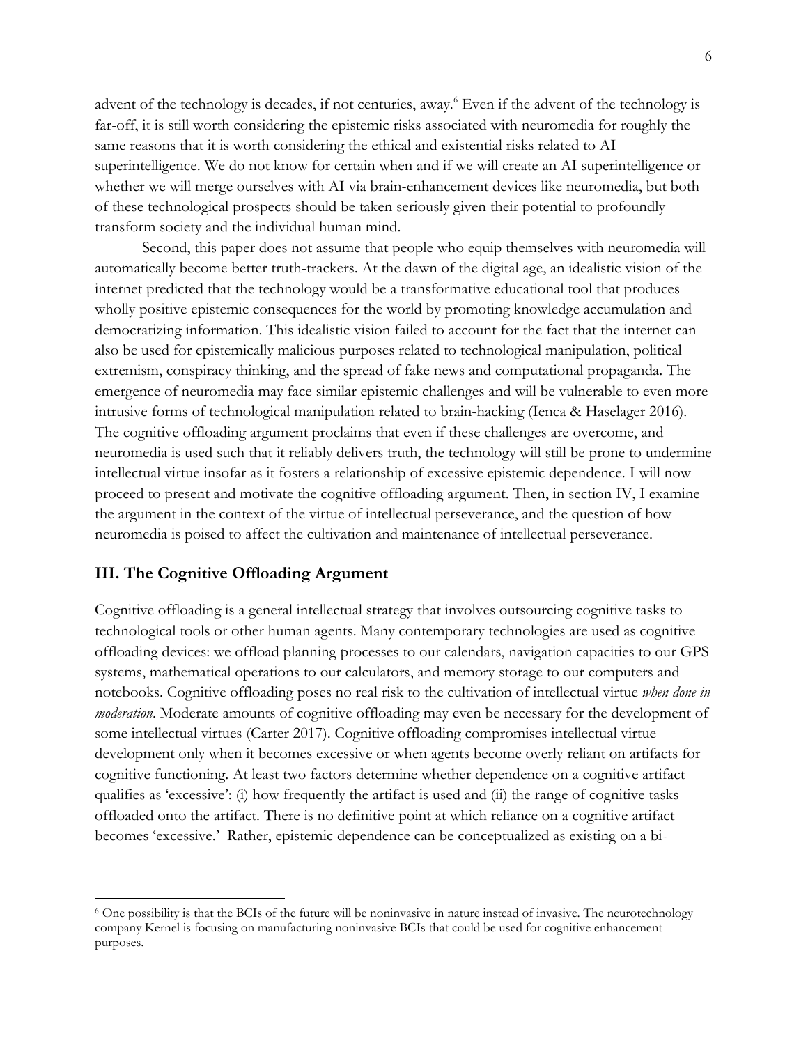advent of the technology is decades, if not centuries, away.[6] Even if the advent of the technology is far-off, it is still worth considering the epistemic risks associated with neuromedia for roughly the same reasons that it is worth considering the ethical and existential risks related to AI superintelligence. We do not know for certain when and if we will create an AI superintelligence or whether we will merge ourselves with AI via brain-enhancement devices like neuromedia, but both of these technological prospects should be taken seriously given their potential to profoundly transform society and the individual human mind.

Second, this paper does not assume that people who equip themselves with neuromedia will automatically become better truth-trackers. At the dawn of the digital age, an idealistic vision of the internet predicted that the technology would be a transformative educational tool that produces wholly positive epistemic consequences for the world by promoting knowledge accumulation and democratizing information. This idealistic vision failed to account for the fact that the internet can also be used for epistemically malicious purposes related to technological manipulation, political extremism, conspiracy thinking, and the spread of fake news and computational propaganda. The emergence of neuromedia may face similar epistemic challenges and will be vulnerable to even more intrusive forms of technological manipulation related to brain-hacking (Ienca & Haselager 2016). The cognitive offloading argument proclaims that even if these challenges are overcome, and neuromedia is used such that it reliably delivers truth, the technology will still be prone to undermine intellectual virtue insofar as it fosters a relationship of excessive epistemic dependence. I will now proceed to present and motivate the cognitive offloading argument. Then, in section IV, I examine the argument in the context of the virtue of intellectual perseverance, and the question of how neuromedia is poised to affect the cultivation and maintenance of intellectual perseverance.

## III. The Cognitive Offloading Argument

Cognitive offloading is a general intellectual strategy that involves outsourcing cognitive tasks to technological tools or other human agents. Many contemporary technologies are used as cognitive offloading devices: we offload planning processes to our calendars, navigation capacities to our GPS systems, mathematical operations to our calculators, and memory storage to our computers and notebooks. Cognitive offloading poses no real risk to the cultivation of intellectual virtue *when done in moderation*. Moderate amounts of cognitive offloading may even be necessary for the development of some intellectual virtues (Carter 2017). Cognitive offloading compromises intellectual virtue development only when it becomes excessive or when agents become overly reliant on artifacts for cognitive functioning. At least two factors determine whether dependence on a cognitive artifact qualifies as 'excessive': (i) how frequently the artifact is used and (ii) the range of cognitive tasks offloaded onto the artifact. There is no definitive point at which reliance on a cognitive artifact becomes 'excessive.' Rather, epistemic dependence can be conceptualized as existing on a bi-

---

[6] One possibility is that the BCIs of the future will be noninvasive in nature instead of invasive. The neurotechnology company Kernel is focusing on manufacturing noninvasive BCIs that could be used for cognitive enhancement purposes.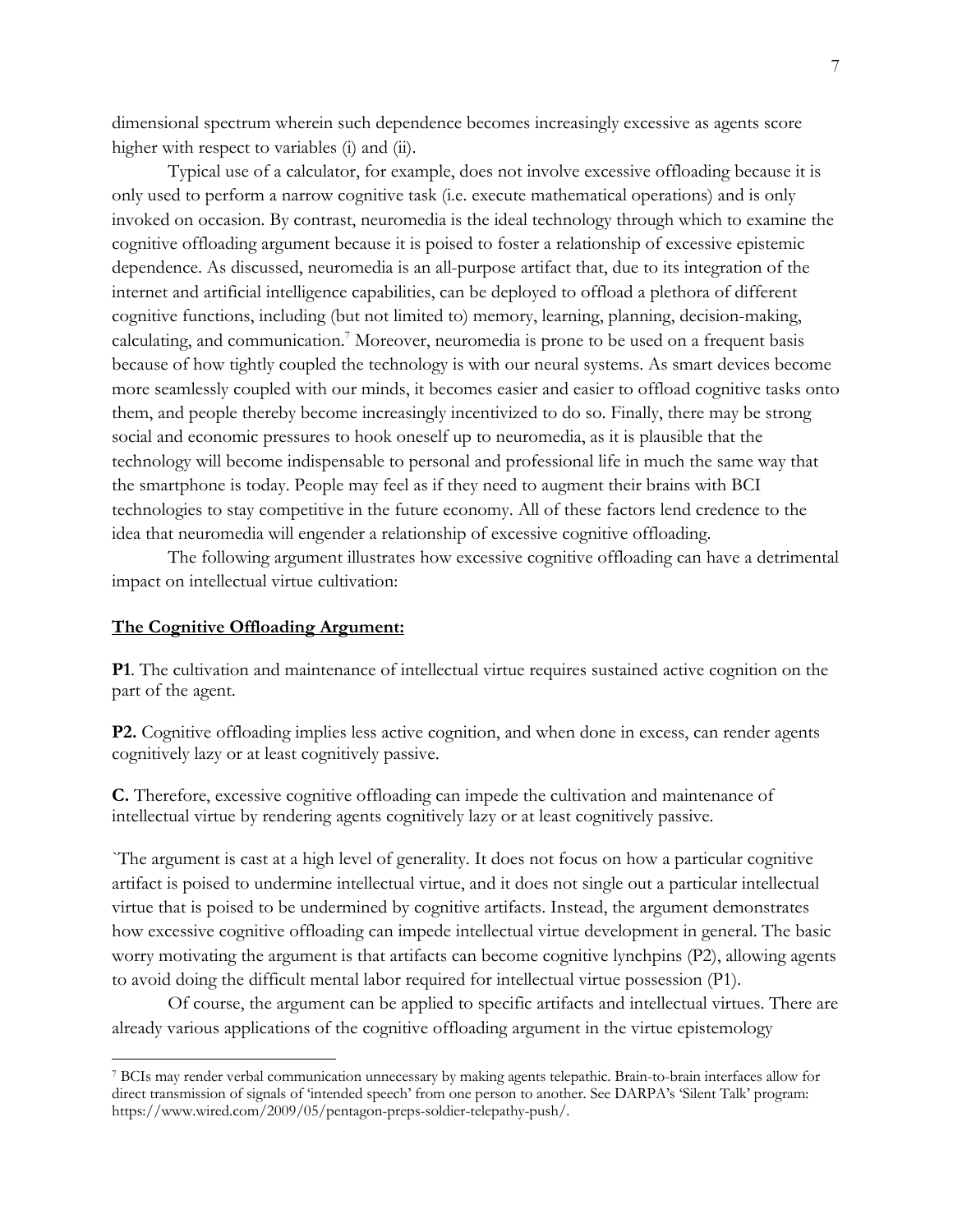dimensional spectrum wherein such dependence becomes increasingly excessive as agents score higher with respect to variables (i) and (ii).

Typical use of a calculator, for example, does not involve excessive offloading because it is only used to perform a narrow cognitive task (i.e. execute mathematical operations) and is only invoked on occasion. By contrast, neuromedia is the ideal technology through which to examine the cognitive offloading argument because it is poised to foster a relationship of excessive epistemic dependence. As discussed, neuromedia is an all-purpose artifact that, due to its integration of the internet and artificial intelligence capabilities, can be deployed to offload a plethora of different cognitive functions, including (but not limited to) memory, learning, planning, decision-making, calculating, and communication.[7] Moreover, neuromedia is prone to be used on a frequent basis because of how tightly coupled the technology is with our neural systems. As smart devices become more seamlessly coupled with our minds, it becomes easier and easier to offload cognitive tasks onto them, and people thereby become increasingly incentivized to do so. Finally, there may be strong social and economic pressures to hook oneself up to neuromedia, as it is plausible that the technology will become indispensable to personal and professional life in much the same way that the smartphone is today. People may feel as if they need to augment their brains with BCI technologies to stay competitive in the future economy. All of these factors lend credence to the idea that neuromedia will engender a relationship of excessive cognitive offloading.

The following argument illustrates how excessive cognitive offloading can have a detrimental impact on intellectual virtue cultivation:

**The Cognitive Offloading Argument:**

**P1**. The cultivation and maintenance of intellectual virtue requires sustained active cognition on the part of the agent.

**P2.** Cognitive offloading implies less active cognition, and when done in excess, can render agents cognitively lazy or at least cognitively passive.

**C.** Therefore, excessive cognitive offloading can impede the cultivation and maintenance of intellectual virtue by rendering agents cognitively lazy or at least cognitively passive.

`The argument is cast at a high level of generality. It does not focus on how a particular cognitive artifact is poised to undermine intellectual virtue, and it does not single out a particular intellectual virtue that is poised to be undermined by cognitive artifacts. Instead, the argument demonstrates how excessive cognitive offloading can impede intellectual virtue development in general. The basic worry motivating the argument is that artifacts can become cognitive lynchpins (P2), allowing agents to avoid doing the difficult mental labor required for intellectual virtue possession (P1).

Of course, the argument can be applied to specific artifacts and intellectual virtues. There are already various applications of the cognitive offloading argument in the virtue epistemology

[7] BCIs may render verbal communication unnecessary by making agents telepathic. Brain-to-brain interfaces allow for direct transmission of signals of 'intended speech' from one person to another. See DARPA's 'Silent Talk' program: https://www.wired.com/2009/05/pentagon-preps-soldier-telepathy-push/.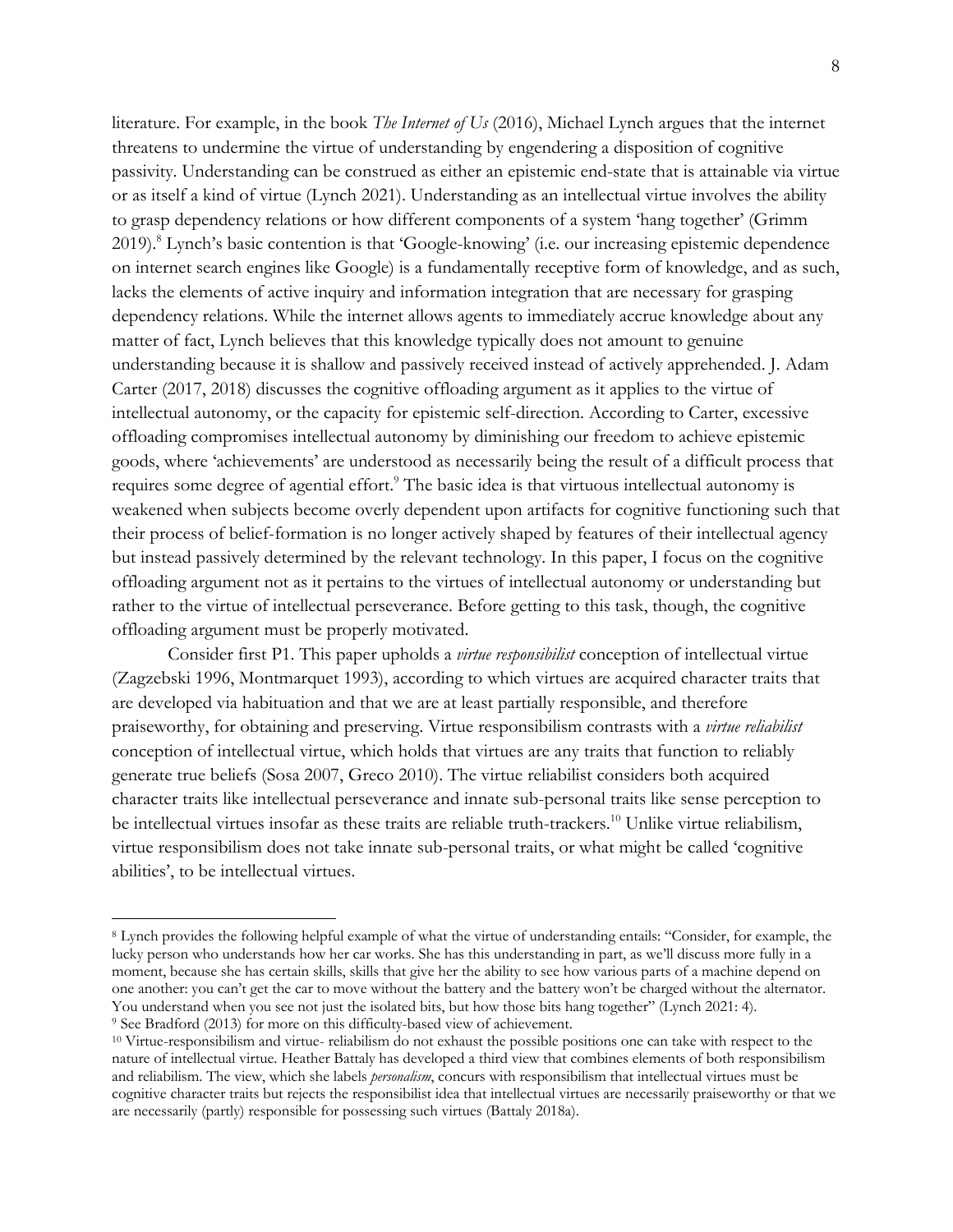literature. For example, in the book *The Internet of Us* (2016), Michael Lynch argues that the internet threatens to undermine the virtue of understanding by engendering a disposition of cognitive passivity. Understanding can be construed as either an epistemic end-state that is attainable via virtue or as itself a kind of virtue (Lynch 2021). Understanding as an intellectual virtue involves the ability to grasp dependency relations or how different components of a system 'hang together' (Grimm 2019).[8] Lynch's basic contention is that 'Google-knowing' (i.e. our increasing epistemic dependence on internet search engines like Google) is a fundamentally receptive form of knowledge, and as such, lacks the elements of active inquiry and information integration that are necessary for grasping dependency relations. While the internet allows agents to immediately accrue knowledge about any matter of fact, Lynch believes that this knowledge typically does not amount to genuine understanding because it is shallow and passively received instead of actively apprehended. J. Adam Carter (2017, 2018) discusses the cognitive offloading argument as it applies to the virtue of intellectual autonomy, or the capacity for epistemic self-direction. According to Carter, excessive offloading compromises intellectual autonomy by diminishing our freedom to achieve epistemic goods, where 'achievements' are understood as necessarily being the result of a difficult process that requires some degree of agential effort.[9] The basic idea is that virtuous intellectual autonomy is weakened when subjects become overly dependent upon artifacts for cognitive functioning such that their process of belief-formation is no longer actively shaped by features of their intellectual agency but instead passively determined by the relevant technology. In this paper, I focus on the cognitive offloading argument not as it pertains to the virtues of intellectual autonomy or understanding but rather to the virtue of intellectual perseverance. Before getting to this task, though, the cognitive offloading argument must be properly motivated.

Consider first P1. This paper upholds a *virtue responsibilist* conception of intellectual virtue (Zagzebski 1996, Montmarquet 1993), according to which virtues are acquired character traits that are developed via habituation and that we are at least partially responsible, and therefore praiseworthy, for obtaining and preserving. Virtue responsibilism contrasts with a *virtue reliabilist* conception of intellectual virtue, which holds that virtues are any traits that function to reliably generate true beliefs (Sosa 2007, Greco 2010). The virtue reliabilist considers both acquired character traits like intellectual perseverance and innate sub-personal traits like sense perception to be intellectual virtues insofar as these traits are reliable truth-trackers.[10] Unlike virtue reliabilism, virtue responsibilism does not take innate sub-personal traits, or what might be called 'cognitive abilities', to be intellectual virtues.

---

[8] Lynch provides the following helpful example of what the virtue of understanding entails: "Consider, for example, the lucky person who understands how her car works. She has this understanding in part, as we'll discuss more fully in a moment, because she has certain skills, skills that give her the ability to see how various parts of a machine depend on one another: you can't get the car to move without the battery and the battery won't be charged without the alternator. You understand when you see not just the isolated bits, but how those bits hang together" (Lynch 2021: 4).

[9] See Bradford (2013) for more on this difficulty-based view of achievement.

[10] Virtue-responsibilism and virtue- reliabilism do not exhaust the possible positions one can take with respect to the nature of intellectual virtue. Heather Battaly has developed a third view that combines elements of both responsibilism and reliabilism. The view, which she labels *personalism*, concurs with responsibilism that intellectual virtues must be cognitive character traits but rejects the responsibilist idea that intellectual virtues are necessarily praiseworthy or that we are necessarily (partly) responsible for possessing such virtues (Battaly 2018a).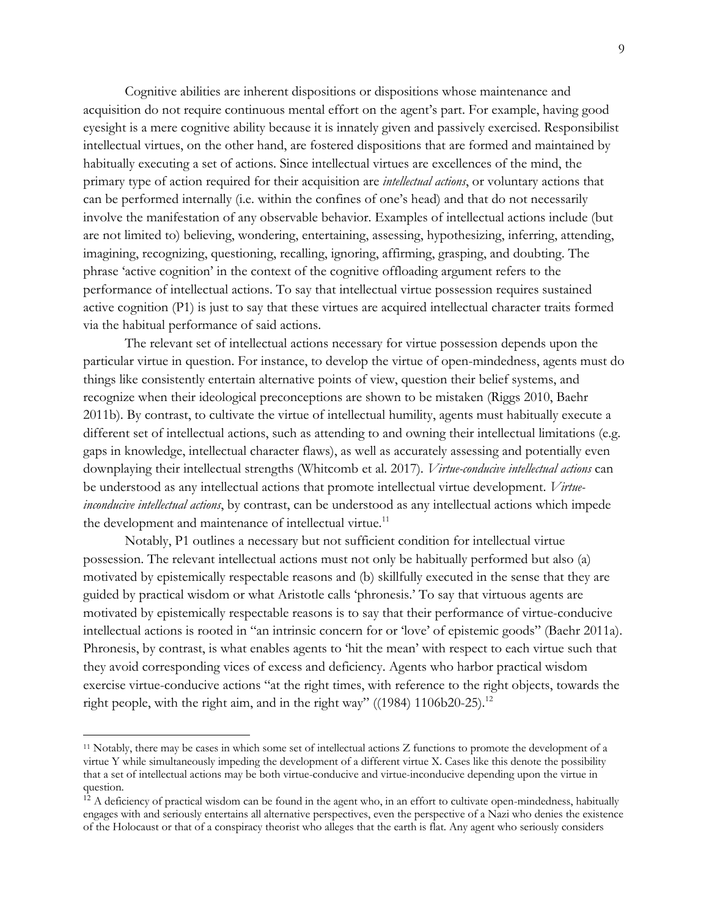Cognitive abilities are inherent dispositions or dispositions whose maintenance and acquisition do not require continuous mental effort on the agent's part. For example, having good eyesight is a mere cognitive ability because it is innately given and passively exercised. Responsibilist intellectual virtues, on the other hand, are fostered dispositions that are formed and maintained by habitually executing a set of actions. Since intellectual virtues are excellences of the mind, the primary type of action required for their acquisition are *intellectual actions*, or voluntary actions that can be performed internally (i.e. within the confines of one's head) and that do not necessarily involve the manifestation of any observable behavior. Examples of intellectual actions include (but are not limited to) believing, wondering, entertaining, assessing, hypothesizing, inferring, attending, imagining, recognizing, questioning, recalling, ignoring, affirming, grasping, and doubting. The phrase 'active cognition' in the context of the cognitive offloading argument refers to the performance of intellectual actions. To say that intellectual virtue possession requires sustained active cognition (P1) is just to say that these virtues are acquired intellectual character traits formed via the habitual performance of said actions.

The relevant set of intellectual actions necessary for virtue possession depends upon the particular virtue in question. For instance, to develop the virtue of open-mindedness, agents must do things like consistently entertain alternative points of view, question their belief systems, and recognize when their ideological preconceptions are shown to be mistaken (Riggs 2010, Baehr 2011b). By contrast, to cultivate the virtue of intellectual humility, agents must habitually execute a different set of intellectual actions, such as attending to and owning their intellectual limitations (e.g. gaps in knowledge, intellectual character flaws), as well as accurately assessing and potentially even downplaying their intellectual strengths (Whitcomb et al. 2017). *Virtue-conducive intellectual actions* can be understood as any intellectual actions that promote intellectual virtue development. *Virtue-inconducive intellectual actions*, by contrast, can be understood as any intellectual actions which impede the development and maintenance of intellectual virtue.[11]

Notably, P1 outlines a necessary but not sufficient condition for intellectual virtue possession. The relevant intellectual actions must not only be habitually performed but also (a) motivated by epistemically respectable reasons and (b) skillfully executed in the sense that they are guided by practical wisdom or what Aristotle calls 'phronesis.' To say that virtuous agents are motivated by epistemically respectable reasons is to say that their performance of virtue-conducive intellectual actions is rooted in "an intrinsic concern for or 'love' of epistemic goods" (Baehr 2011a). Phronesis, by contrast, is what enables agents to 'hit the mean' with respect to each virtue such that they avoid corresponding vices of excess and deficiency. Agents who harbor practical wisdom exercise virtue-conducive actions "at the right times, with reference to the right objects, towards the right people, with the right aim, and in the right way" ((1984) 1106b20-25).[12]

---

[11] Notably, there may be cases in which some set of intellectual actions Z functions to promote the development of a virtue Y while simultaneously impeding the development of a different virtue X. Cases like this denote the possibility that a set of intellectual actions may be both virtue-conducive and virtue-inconducive depending upon the virtue in question.

[12] A deficiency of practical wisdom can be found in the agent who, in an effort to cultivate open-mindedness, habitually engages with and seriously entertains all alternative perspectives, even the perspective of a Nazi who denies the existence of the Holocaust or that of a conspiracy theorist who alleges that the earth is flat. Any agent who seriously considers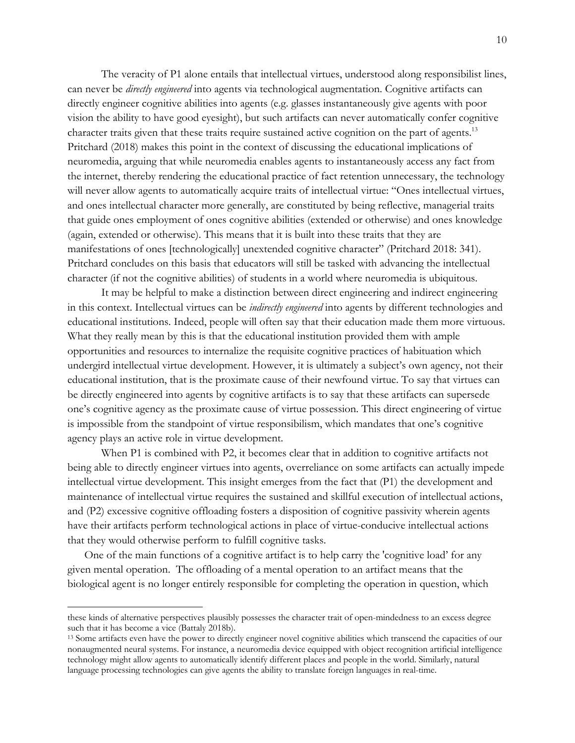The veracity of P1 alone entails that intellectual virtues, understood along responsibilist lines, can never be *directly engineered* into agents via technological augmentation. Cognitive artifacts can directly engineer cognitive abilities into agents (e.g. glasses instantaneously give agents with poor vision the ability to have good eyesight), but such artifacts can never automatically confer cognitive character traits given that these traits require sustained active cognition on the part of agents.[13] Pritchard (2018) makes this point in the context of discussing the educational implications of neuromedia, arguing that while neuromedia enables agents to instantaneously access any fact from the internet, thereby rendering the educational practice of fact retention unnecessary, the technology will never allow agents to automatically acquire traits of intellectual virtue: "Ones intellectual virtues, and ones intellectual character more generally, are constituted by being reflective, managerial traits that guide ones employment of ones cognitive abilities (extended or otherwise) and ones knowledge (again, extended or otherwise). This means that it is built into these traits that they are manifestations of ones [technologically] unextended cognitive character" (Pritchard 2018: 341). Pritchard concludes on this basis that educators will still be tasked with advancing the intellectual character (if not the cognitive abilities) of students in a world where neuromedia is ubiquitous.

It may be helpful to make a distinction between direct engineering and indirect engineering in this context. Intellectual virtues can be *indirectly engineered* into agents by different technologies and educational institutions. Indeed, people will often say that their education made them more virtuous. What they really mean by this is that the educational institution provided them with ample opportunities and resources to internalize the requisite cognitive practices of habituation which undergird intellectual virtue development. However, it is ultimately a subject's own agency, not their educational institution, that is the proximate cause of their newfound virtue. To say that virtues can be directly engineered into agents by cognitive artifacts is to say that these artifacts can supersede one's cognitive agency as the proximate cause of virtue possession. This direct engineering of virtue is impossible from the standpoint of virtue responsibilism, which mandates that one's cognitive agency plays an active role in virtue development.

When P1 is combined with P2, it becomes clear that in addition to cognitive artifacts not being able to directly engineer virtues into agents, overreliance on some artifacts can actually impede intellectual virtue development. This insight emerges from the fact that (P1) the development and maintenance of intellectual virtue requires the sustained and skillful execution of intellectual actions, and (P2) excessive cognitive offloading fosters a disposition of cognitive passivity wherein agents have their artifacts perform technological actions in place of virtue-conducive intellectual actions that they would otherwise perform to fulfill cognitive tasks.

One of the main functions of a cognitive artifact is to help carry the 'cognitive load' for any given mental operation. The offloading of a mental operation to an artifact means that the biological agent is no longer entirely responsible for completing the operation in question, which

---

these kinds of alternative perspectives plausibly possesses the character trait of open-mindedness to an excess degree such that it has become a vice (Battaly 2018b).

[13] Some artifacts even have the power to directly engineer novel cognitive abilities which transcend the capacities of our nonaugmented neural systems. For instance, a neuromedia device equipped with object recognition artificial intelligence technology might allow agents to automatically identify different places and people in the world. Similarly, natural language processing technologies can give agents the ability to translate foreign languages in real-time.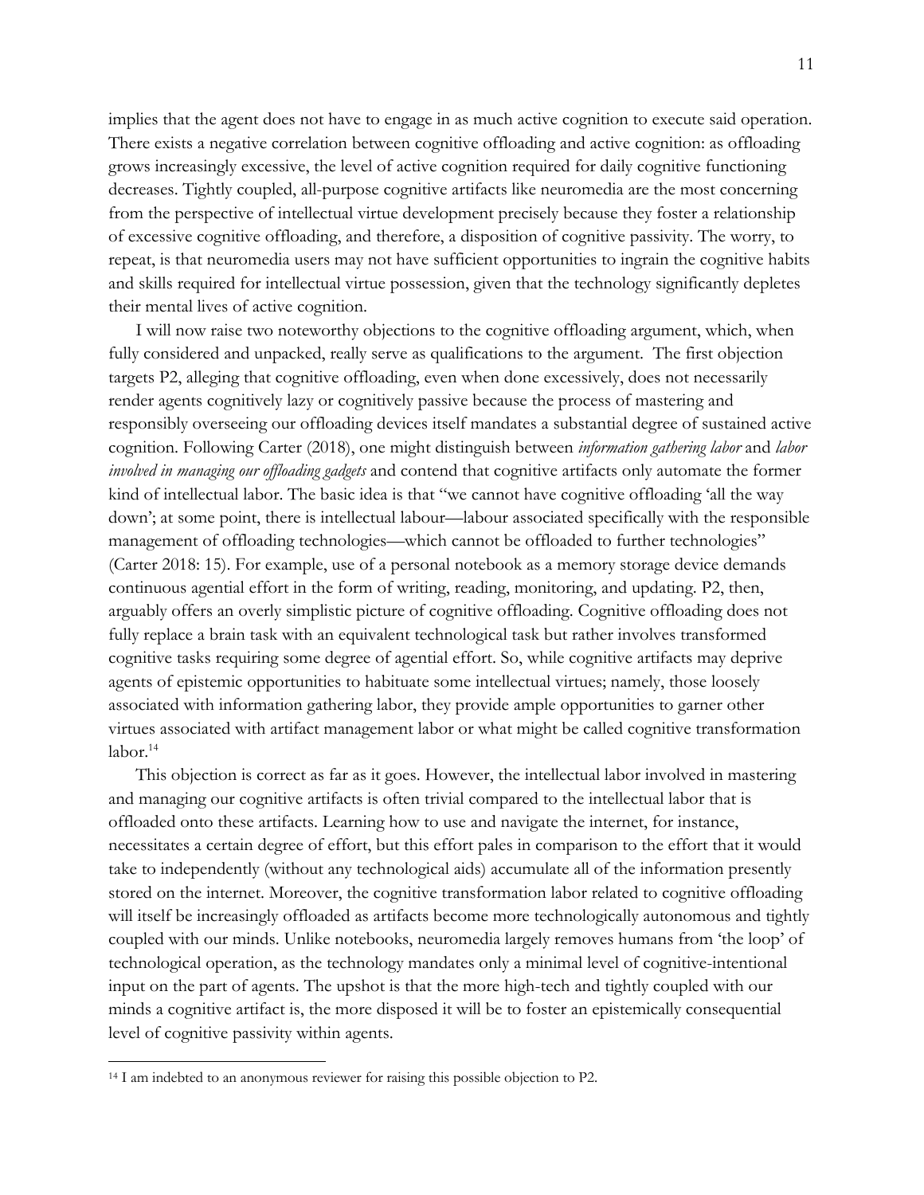implies that the agent does not have to engage in as much active cognition to execute said operation. There exists a negative correlation between cognitive offloading and active cognition: as offloading grows increasingly excessive, the level of active cognition required for daily cognitive functioning decreases. Tightly coupled, all-purpose cognitive artifacts like neuromedia are the most concerning from the perspective of intellectual virtue development precisely because they foster a relationship of excessive cognitive offloading, and therefore, a disposition of cognitive passivity. The worry, to repeat, is that neuromedia users may not have sufficient opportunities to ingrain the cognitive habits and skills required for intellectual virtue possession, given that the technology significantly depletes their mental lives of active cognition.

I will now raise two noteworthy objections to the cognitive offloading argument, which, when fully considered and unpacked, really serve as qualifications to the argument. The first objection targets P2, alleging that cognitive offloading, even when done excessively, does not necessarily render agents cognitively lazy or cognitively passive because the process of mastering and responsibly overseeing our offloading devices itself mandates a substantial degree of sustained active cognition. Following Carter (2018), one might distinguish between *information gathering labor* and *labor involved in managing our offloading gadgets* and contend that cognitive artifacts only automate the former kind of intellectual labor. The basic idea is that "we cannot have cognitive offloading 'all the way down'; at some point, there is intellectual labour—labour associated specifically with the responsible management of offloading technologies—which cannot be offloaded to further technologies" (Carter 2018: 15). For example, use of a personal notebook as a memory storage device demands continuous agential effort in the form of writing, reading, monitoring, and updating. P2, then, arguably offers an overly simplistic picture of cognitive offloading. Cognitive offloading does not fully replace a brain task with an equivalent technological task but rather involves transformed cognitive tasks requiring some degree of agential effort. So, while cognitive artifacts may deprive agents of epistemic opportunities to habituate some intellectual virtues; namely, those loosely associated with information gathering labor, they provide ample opportunities to garner other virtues associated with artifact management labor or what might be called cognitive transformation labor.[14]

This objection is correct as far as it goes. However, the intellectual labor involved in mastering and managing our cognitive artifacts is often trivial compared to the intellectual labor that is offloaded onto these artifacts. Learning how to use and navigate the internet, for instance, necessitates a certain degree of effort, but this effort pales in comparison to the effort that it would take to independently (without any technological aids) accumulate all of the information presently stored on the internet. Moreover, the cognitive transformation labor related to cognitive offloading will itself be increasingly offloaded as artifacts become more technologically autonomous and tightly coupled with our minds. Unlike notebooks, neuromedia largely removes humans from 'the loop' of technological operation, as the technology mandates only a minimal level of cognitive-intentional input on the part of agents. The upshot is that the more high-tech and tightly coupled with our minds a cognitive artifact is, the more disposed it will be to foster an epistemically consequential level of cognitive passivity within agents.

[14] I am indebted to an anonymous reviewer for raising this possible objection to P2.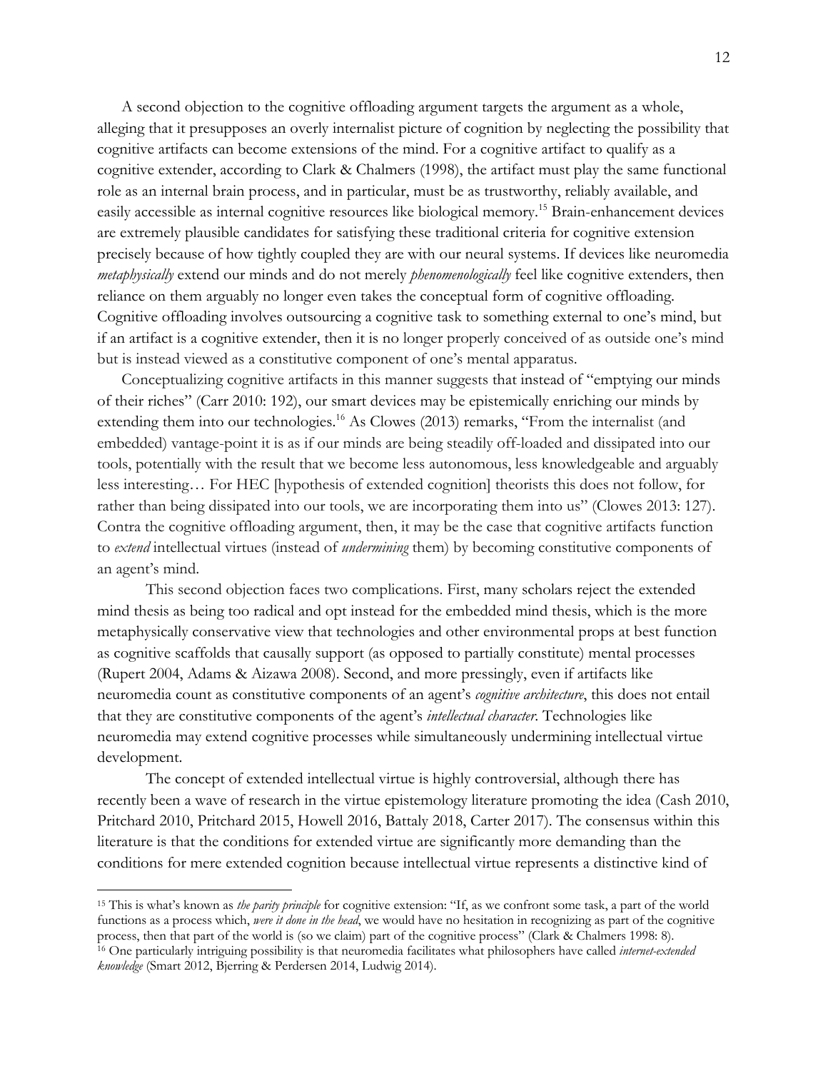A second objection to the cognitive offloading argument targets the argument as a whole, alleging that it presupposes an overly internalist picture of cognition by neglecting the possibility that cognitive artifacts can become extensions of the mind. For a cognitive artifact to qualify as a cognitive extender, according to Clark & Chalmers (1998), the artifact must play the same functional role as an internal brain process, and in particular, must be as trustworthy, reliably available, and easily accessible as internal cognitive resources like biological memory.[15] Brain-enhancement devices are extremely plausible candidates for satisfying these traditional criteria for cognitive extension precisely because of how tightly coupled they are with our neural systems. If devices like neuromedia *metaphysically* extend our minds and do not merely *phenomenologically* feel like cognitive extenders, then reliance on them arguably no longer even takes the conceptual form of cognitive offloading. Cognitive offloading involves outsourcing a cognitive task to something external to one's mind, but if an artifact is a cognitive extender, then it is no longer properly conceived of as outside one's mind but is instead viewed as a constitutive component of one's mental apparatus.

Conceptualizing cognitive artifacts in this manner suggests that instead of "emptying our minds of their riches" (Carr 2010: 192), our smart devices may be epistemically enriching our minds by extending them into our technologies.[16] As Clowes (2013) remarks, "From the internalist (and embedded) vantage-point it is as if our minds are being steadily off-loaded and dissipated into our tools, potentially with the result that we become less autonomous, less knowledgeable and arguably less interesting… For HEC [hypothesis of extended cognition] theorists this does not follow, for rather than being dissipated into our tools, we are incorporating them into us" (Clowes 2013: 127). Contra the cognitive offloading argument, then, it may be the case that cognitive artifacts function to *extend* intellectual virtues (instead of *undermining* them) by becoming constitutive components of an agent's mind.

This second objection faces two complications. First, many scholars reject the extended mind thesis as being too radical and opt instead for the embedded mind thesis, which is the more metaphysically conservative view that technologies and other environmental props at best function as cognitive scaffolds that causally support (as opposed to partially constitute) mental processes (Rupert 2004, Adams & Aizawa 2008). Second, and more pressingly, even if artifacts like neuromedia count as constitutive components of an agent's *cognitive architecture*, this does not entail that they are constitutive components of the agent's *intellectual character*. Technologies like neuromedia may extend cognitive processes while simultaneously undermining intellectual virtue development.

The concept of extended intellectual virtue is highly controversial, although there has recently been a wave of research in the virtue epistemology literature promoting the idea (Cash 2010, Pritchard 2010, Pritchard 2015, Howell 2016, Battaly 2018, Carter 2017). The consensus within this literature is that the conditions for extended virtue are significantly more demanding than the conditions for mere extended cognition because intellectual virtue represents a distinctive kind of

---

[15] This is what's known as *the parity principle* for cognitive extension: "If, as we confront some task, a part of the world functions as a process which, *were it done in the head*, we would have no hesitation in recognizing as part of the cognitive process, then that part of the world is (so we claim) part of the cognitive process" (Clark & Chalmers 1998: 8).

[16] One particularly intriguing possibility is that neuromedia facilitates what philosophers have called *internet-extended knowledge* (Smart 2012, Bjerring & Perdersen 2014, Ludwig 2014).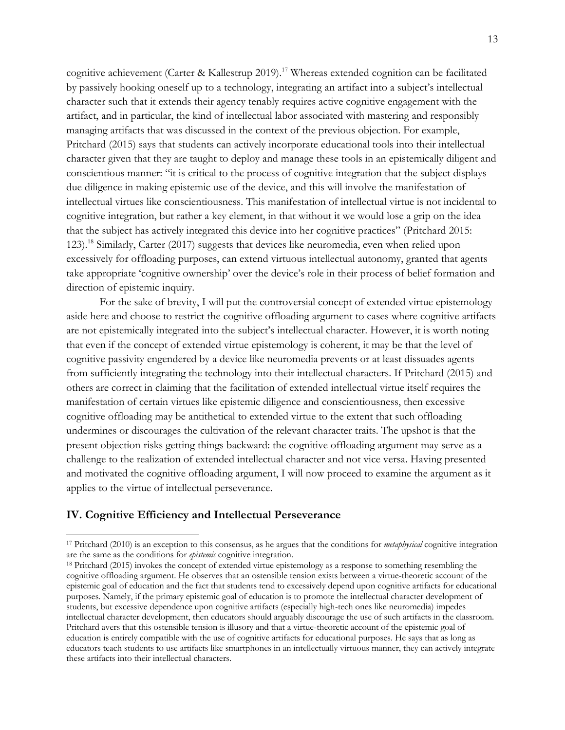cognitive achievement (Carter & Kallestrup 2019).[17] Whereas extended cognition can be facilitated by passively hooking oneself up to a technology, integrating an artifact into a subject's intellectual character such that it extends their agency tenably requires active cognitive engagement with the artifact, and in particular, the kind of intellectual labor associated with mastering and responsibly managing artifacts that was discussed in the context of the previous objection. For example, Pritchard (2015) says that students can actively incorporate educational tools into their intellectual character given that they are taught to deploy and manage these tools in an epistemically diligent and conscientious manner: "it is critical to the process of cognitive integration that the subject displays due diligence in making epistemic use of the device, and this will involve the manifestation of intellectual virtues like conscientiousness. This manifestation of intellectual virtue is not incidental to cognitive integration, but rather a key element, in that without it we would lose a grip on the idea that the subject has actively integrated this device into her cognitive practices" (Pritchard 2015: 123).[18] Similarly, Carter (2017) suggests that devices like neuromedia, even when relied upon excessively for offloading purposes, can extend virtuous intellectual autonomy, granted that agents take appropriate 'cognitive ownership' over the device's role in their process of belief formation and direction of epistemic inquiry.

For the sake of brevity, I will put the controversial concept of extended virtue epistemology aside here and choose to restrict the cognitive offloading argument to cases where cognitive artifacts are not epistemically integrated into the subject's intellectual character. However, it is worth noting that even if the concept of extended virtue epistemology is coherent, it may be that the level of cognitive passivity engendered by a device like neuromedia prevents or at least dissuades agents from sufficiently integrating the technology into their intellectual characters. If Pritchard (2015) and others are correct in claiming that the facilitation of extended intellectual virtue itself requires the manifestation of certain virtues like epistemic diligence and conscientiousness, then excessive cognitive offloading may be antithetical to extended virtue to the extent that such offloading undermines or discourages the cultivation of the relevant character traits. The upshot is that the present objection risks getting things backward: the cognitive offloading argument may serve as a challenge to the realization of extended intellectual character and not vice versa. Having presented and motivated the cognitive offloading argument, I will now proceed to examine the argument as it applies to the virtue of intellectual perseverance.

## IV. Cognitive Efficiency and Intellectual Perseverance

[17] Pritchard (2010) is an exception to this consensus, as he argues that the conditions for *metaphysical* cognitive integration are the same as the conditions for *epistemic* cognitive integration.

[18] Pritchard (2015) invokes the concept of extended virtue epistemology as a response to something resembling the cognitive offloading argument. He observes that an ostensible tension exists between a virtue-theoretic account of the epistemic goal of education and the fact that students tend to excessively depend upon cognitive artifacts for educational purposes. Namely, if the primary epistemic goal of education is to promote the intellectual character development of students, but excessive dependence upon cognitive artifacts (especially high-tech ones like neuromedia) impedes intellectual character development, then educators should arguably discourage the use of such artifacts in the classroom. Pritchard avers that this ostensible tension is illusory and that a virtue-theoretic account of the epistemic goal of education is entirely compatible with the use of cognitive artifacts for educational purposes. He says that as long as educators teach students to use artifacts like smartphones in an intellectually virtuous manner, they can actively integrate these artifacts into their intellectual characters.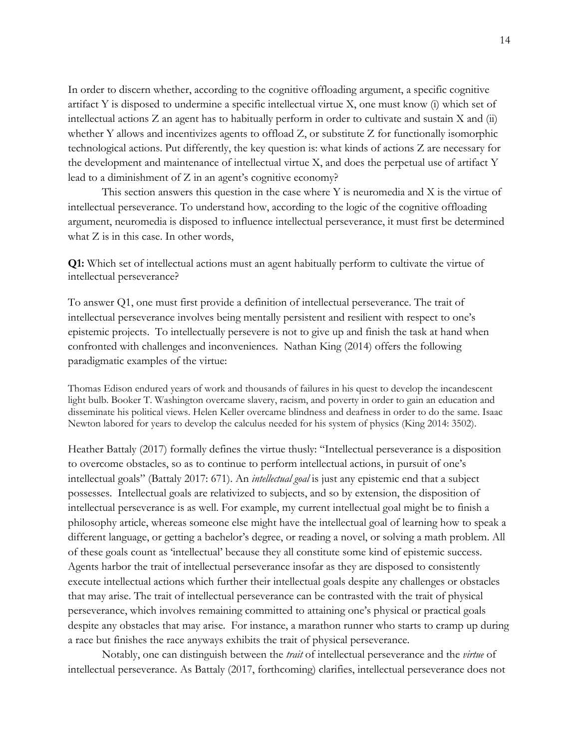In order to discern whether, according to the cognitive offloading argument, a specific cognitive artifact Y is disposed to undermine a specific intellectual virtue X, one must know (i) which set of intellectual actions Z an agent has to habitually perform in order to cultivate and sustain X and (ii) whether Y allows and incentivizes agents to offload Z, or substitute Z for functionally isomorphic technological actions. Put differently, the key question is: what kinds of actions Z are necessary for the development and maintenance of intellectual virtue X, and does the perpetual use of artifact Y lead to a diminishment of Z in an agent's cognitive economy?

This section answers this question in the case where Y is neuromedia and X is the virtue of intellectual perseverance. To understand how, according to the logic of the cognitive offloading argument, neuromedia is disposed to influence intellectual perseverance, it must first be determined what Z is in this case. In other words,

**Q1:** Which set of intellectual actions must an agent habitually perform to cultivate the virtue of intellectual perseverance?

To answer Q1, one must first provide a definition of intellectual perseverance. The trait of intellectual perseverance involves being mentally persistent and resilient with respect to one's epistemic projects. To intellectually persevere is not to give up and finish the task at hand when confronted with challenges and inconveniences. Nathan King (2014) offers the following paradigmatic examples of the virtue:

> Thomas Edison endured years of work and thousands of failures in his quest to develop the incandescent light bulb. Booker T. Washington overcame slavery, racism, and poverty in order to gain an education and disseminate his political views. Helen Keller overcame blindness and deafness in order to do the same. Isaac Newton labored for years to develop the calculus needed for his system of physics (King 2014: 3502).

Heather Battaly (2017) formally defines the virtue thusly: "Intellectual perseverance is a disposition to overcome obstacles, so as to continue to perform intellectual actions, in pursuit of one's intellectual goals" (Battaly 2017: 671). An *intellectual goal* is just any epistemic end that a subject possesses. Intellectual goals are relativized to subjects, and so by extension, the disposition of intellectual perseverance is as well. For example, my current intellectual goal might be to finish a philosophy article, whereas someone else might have the intellectual goal of learning how to speak a different language, or getting a bachelor's degree, or reading a novel, or solving a math problem. All of these goals count as 'intellectual' because they all constitute some kind of epistemic success. Agents harbor the trait of intellectual perseverance insofar as they are disposed to consistently execute intellectual actions which further their intellectual goals despite any challenges or obstacles that may arise. The trait of intellectual perseverance can be contrasted with the trait of physical perseverance, which involves remaining committed to attaining one's physical or practical goals despite any obstacles that may arise. For instance, a marathon runner who starts to cramp up during a race but finishes the race anyways exhibits the trait of physical perseverance.

Notably, one can distinguish between the *trait* of intellectual perseverance and the *virtue* of intellectual perseverance. As Battaly (2017, forthcoming) clarifies, intellectual perseverance does not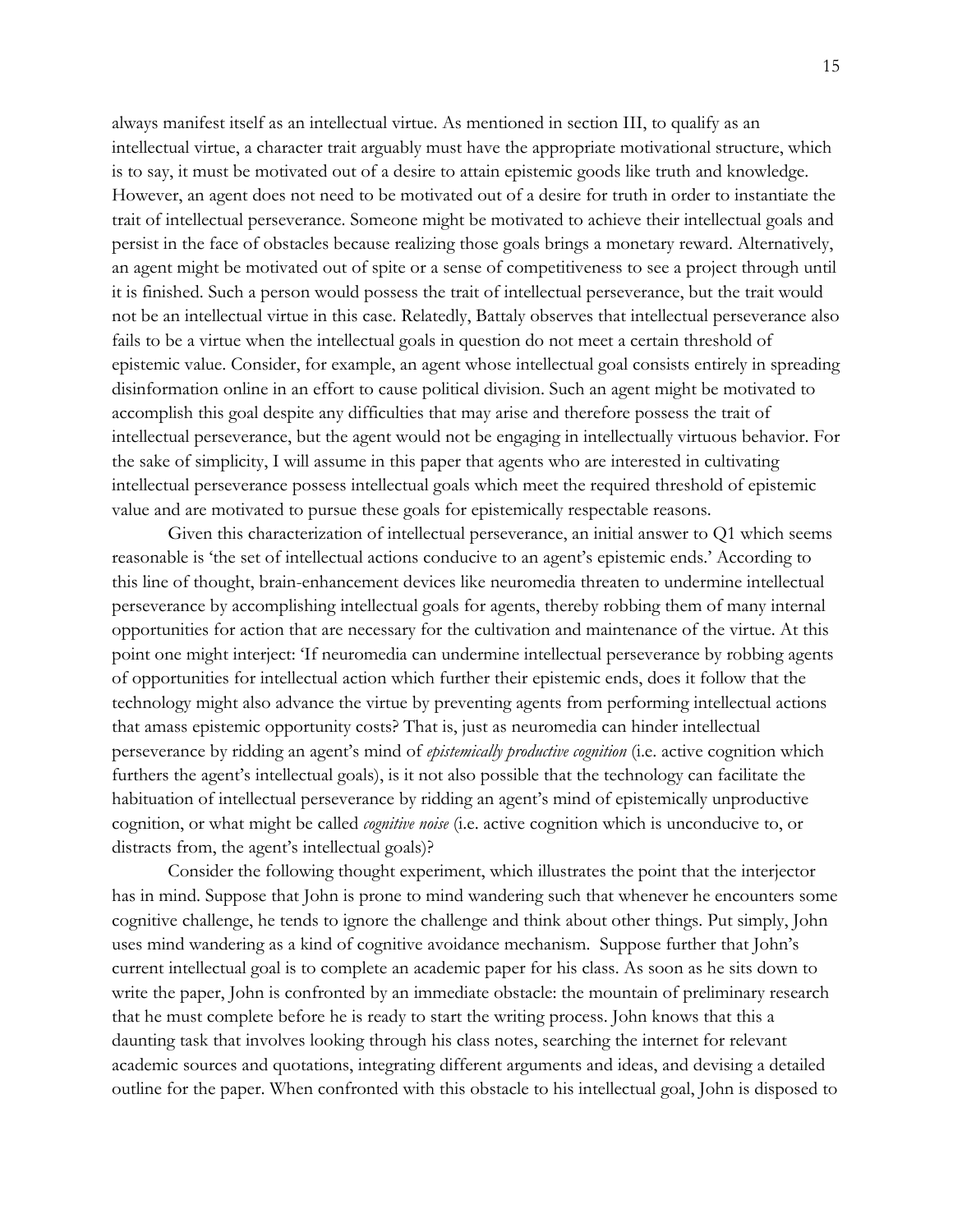always manifest itself as an intellectual virtue. As mentioned in section III, to qualify as an intellectual virtue, a character trait arguably must have the appropriate motivational structure, which is to say, it must be motivated out of a desire to attain epistemic goods like truth and knowledge. However, an agent does not need to be motivated out of a desire for truth in order to instantiate the trait of intellectual perseverance. Someone might be motivated to achieve their intellectual goals and persist in the face of obstacles because realizing those goals brings a monetary reward. Alternatively, an agent might be motivated out of spite or a sense of competitiveness to see a project through until it is finished. Such a person would possess the trait of intellectual perseverance, but the trait would not be an intellectual virtue in this case. Relatedly, Battaly observes that intellectual perseverance also fails to be a virtue when the intellectual goals in question do not meet a certain threshold of epistemic value. Consider, for example, an agent whose intellectual goal consists entirely in spreading disinformation online in an effort to cause political division. Such an agent might be motivated to accomplish this goal despite any difficulties that may arise and therefore possess the trait of intellectual perseverance, but the agent would not be engaging in intellectually virtuous behavior. For the sake of simplicity, I will assume in this paper that agents who are interested in cultivating intellectual perseverance possess intellectual goals which meet the required threshold of epistemic value and are motivated to pursue these goals for epistemically respectable reasons.

Given this characterization of intellectual perseverance, an initial answer to Q1 which seems reasonable is 'the set of intellectual actions conducive to an agent's epistemic ends.' According to this line of thought, brain-enhancement devices like neuromedia threaten to undermine intellectual perseverance by accomplishing intellectual goals for agents, thereby robbing them of many internal opportunities for action that are necessary for the cultivation and maintenance of the virtue. At this point one might interject: 'If neuromedia can undermine intellectual perseverance by robbing agents of opportunities for intellectual action which further their epistemic ends, does it follow that the technology might also advance the virtue by preventing agents from performing intellectual actions that amass epistemic opportunity costs? That is, just as neuromedia can hinder intellectual perseverance by ridding an agent's mind of *epistemically productive cognition* (i.e. active cognition which furthers the agent's intellectual goals), is it not also possible that the technology can facilitate the habituation of intellectual perseverance by ridding an agent's mind of epistemically unproductive cognition, or what might be called *cognitive noise* (i.e. active cognition which is unconducive to, or distracts from, the agent's intellectual goals)?

Consider the following thought experiment, which illustrates the point that the interjector has in mind. Suppose that John is prone to mind wandering such that whenever he encounters some cognitive challenge, he tends to ignore the challenge and think about other things. Put simply, John uses mind wandering as a kind of cognitive avoidance mechanism. Suppose further that John's current intellectual goal is to complete an academic paper for his class. As soon as he sits down to write the paper, John is confronted by an immediate obstacle: the mountain of preliminary research that he must complete before he is ready to start the writing process. John knows that this a daunting task that involves looking through his class notes, searching the internet for relevant academic sources and quotations, integrating different arguments and ideas, and devising a detailed outline for the paper. When confronted with this obstacle to his intellectual goal, John is disposed to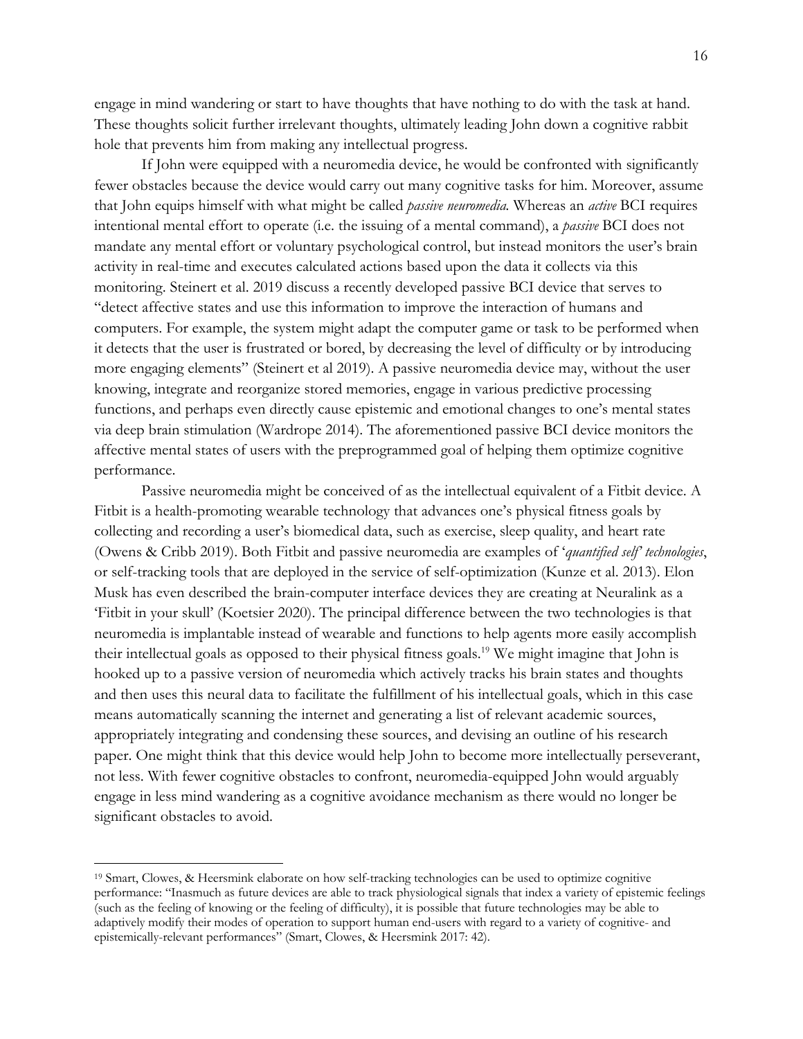engage in mind wandering or start to have thoughts that have nothing to do with the task at hand. These thoughts solicit further irrelevant thoughts, ultimately leading John down a cognitive rabbit hole that prevents him from making any intellectual progress.

If John were equipped with a neuromedia device, he would be confronted with significantly fewer obstacles because the device would carry out many cognitive tasks for him. Moreover, assume that John equips himself with what might be called *passive neuromedia.* Whereas an *active* BCI requires intentional mental effort to operate (i.e. the issuing of a mental command), a *passive* BCI does not mandate any mental effort or voluntary psychological control, but instead monitors the user's brain activity in real-time and executes calculated actions based upon the data it collects via this monitoring. Steinert et al. 2019 discuss a recently developed passive BCI device that serves to "detect affective states and use this information to improve the interaction of humans and computers. For example, the system might adapt the computer game or task to be performed when it detects that the user is frustrated or bored, by decreasing the level of difficulty or by introducing more engaging elements" (Steinert et al 2019). A passive neuromedia device may, without the user knowing, integrate and reorganize stored memories, engage in various predictive processing functions, and perhaps even directly cause epistemic and emotional changes to one's mental states via deep brain stimulation (Wardrope 2014). The aforementioned passive BCI device monitors the affective mental states of users with the preprogrammed goal of helping them optimize cognitive performance.

Passive neuromedia might be conceived of as the intellectual equivalent of a Fitbit device. A Fitbit is a health-promoting wearable technology that advances one's physical fitness goals by collecting and recording a user's biomedical data, such as exercise, sleep quality, and heart rate (Owens & Cribb 2019). Both Fitbit and passive neuromedia are examples of '*quantified self' technologies*, or self-tracking tools that are deployed in the service of self-optimization (Kunze et al. 2013). Elon Musk has even described the brain-computer interface devices they are creating at Neuralink as a 'Fitbit in your skull' (Koetsier 2020). The principal difference between the two technologies is that neuromedia is implantable instead of wearable and functions to help agents more easily accomplish their intellectual goals as opposed to their physical fitness goals.[19] We might imagine that John is hooked up to a passive version of neuromedia which actively tracks his brain states and thoughts and then uses this neural data to facilitate the fulfillment of his intellectual goals, which in this case means automatically scanning the internet and generating a list of relevant academic sources, appropriately integrating and condensing these sources, and devising an outline of his research paper. One might think that this device would help John to become more intellectually perseverant, not less. With fewer cognitive obstacles to confront, neuromedia-equipped John would arguably engage in less mind wandering as a cognitive avoidance mechanism as there would no longer be significant obstacles to avoid.

---

[19] Smart, Clowes, & Heersmink elaborate on how self-tracking technologies can be used to optimize cognitive performance: "Inasmuch as future devices are able to track physiological signals that index a variety of epistemic feelings (such as the feeling of knowing or the feeling of difficulty), it is possible that future technologies may be able to adaptively modify their modes of operation to support human end-users with regard to a variety of cognitive- and epistemically-relevant performances" (Smart, Clowes, & Heersmink 2017: 42).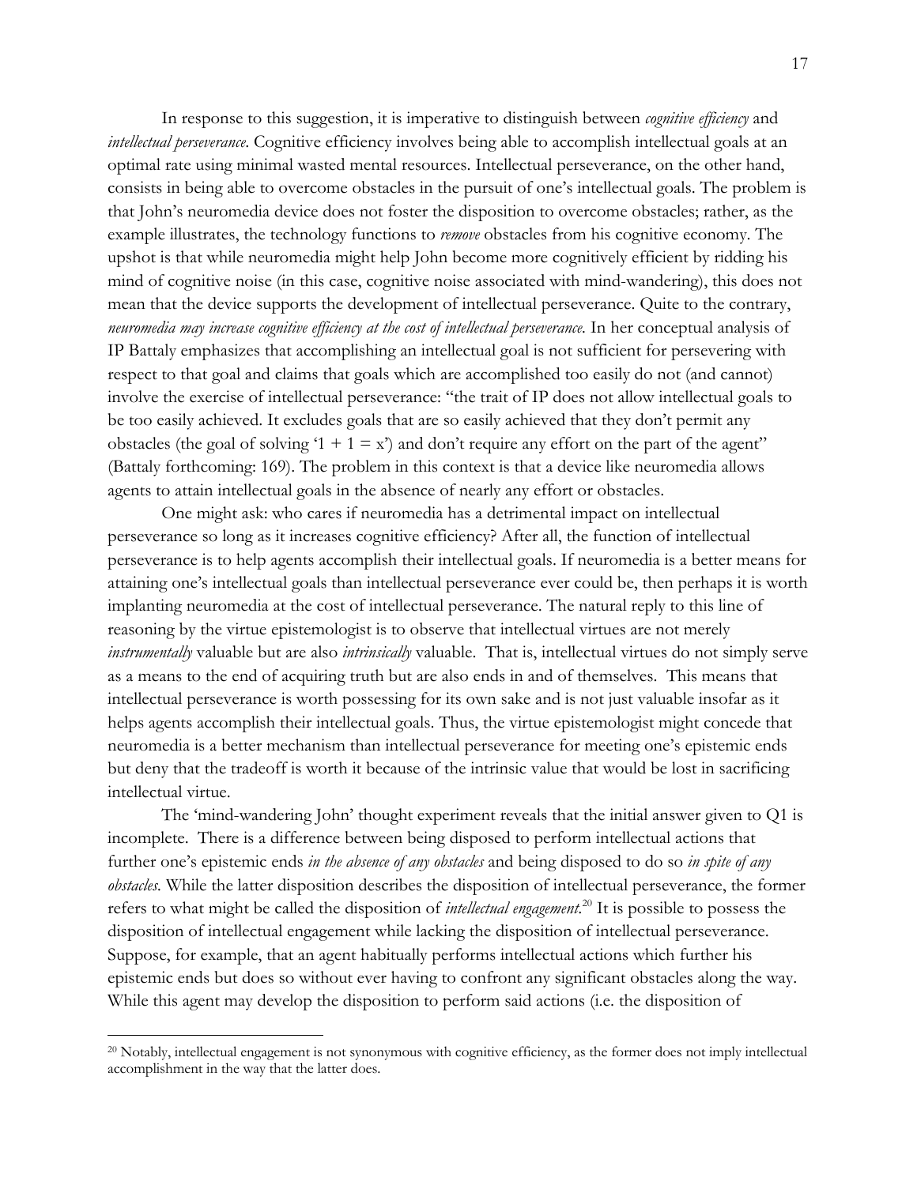In response to this suggestion, it is imperative to distinguish between *cognitive efficiency* and *intellectual perseverance*. Cognitive efficiency involves being able to accomplish intellectual goals at an optimal rate using minimal wasted mental resources. Intellectual perseverance, on the other hand, consists in being able to overcome obstacles in the pursuit of one's intellectual goals. The problem is that John's neuromedia device does not foster the disposition to overcome obstacles; rather, as the example illustrates, the technology functions to *remove* obstacles from his cognitive economy. The upshot is that while neuromedia might help John become more cognitively efficient by ridding his mind of cognitive noise (in this case, cognitive noise associated with mind-wandering), this does not mean that the device supports the development of intellectual perseverance. Quite to the contrary, *neuromedia may increase cognitive efficiency at the cost of intellectual perseverance.* In her conceptual analysis of IP Battaly emphasizes that accomplishing an intellectual goal is not sufficient for persevering with respect to that goal and claims that goals which are accomplished too easily do not (and cannot) involve the exercise of intellectual perseverance: "the trait of IP does not allow intellectual goals to be too easily achieved. It excludes goals that are so easily achieved that they don't permit any obstacles (the goal of solving '1 + 1 = x') and don't require any effort on the part of the agent" (Battaly forthcoming: 169). The problem in this context is that a device like neuromedia allows agents to attain intellectual goals in the absence of nearly any effort or obstacles.

One might ask: who cares if neuromedia has a detrimental impact on intellectual perseverance so long as it increases cognitive efficiency? After all, the function of intellectual perseverance is to help agents accomplish their intellectual goals. If neuromedia is a better means for attaining one's intellectual goals than intellectual perseverance ever could be, then perhaps it is worth implanting neuromedia at the cost of intellectual perseverance. The natural reply to this line of reasoning by the virtue epistemologist is to observe that intellectual virtues are not merely *instrumentally* valuable but are also *intrinsically* valuable. That is, intellectual virtues do not simply serve as a means to the end of acquiring truth but are also ends in and of themselves. This means that intellectual perseverance is worth possessing for its own sake and is not just valuable insofar as it helps agents accomplish their intellectual goals. Thus, the virtue epistemologist might concede that neuromedia is a better mechanism than intellectual perseverance for meeting one's epistemic ends but deny that the tradeoff is worth it because of the intrinsic value that would be lost in sacrificing intellectual virtue.

The 'mind-wandering John' thought experiment reveals that the initial answer given to Q1 is incomplete. There is a difference between being disposed to perform intellectual actions that further one's epistemic ends *in the absence of any obstacles* and being disposed to do so *in spite of any obstacles*. While the latter disposition describes the disposition of intellectual perseverance, the former refers to what might be called the disposition of *intellectual engagement*.[20] It is possible to possess the disposition of intellectual engagement while lacking the disposition of intellectual perseverance. Suppose, for example, that an agent habitually performs intellectual actions which further his epistemic ends but does so without ever having to confront any significant obstacles along the way. While this agent may develop the disposition to perform said actions (i.e. the disposition of

[20] Notably, intellectual engagement is not synonymous with cognitive efficiency, as the former does not imply intellectual accomplishment in the way that the latter does.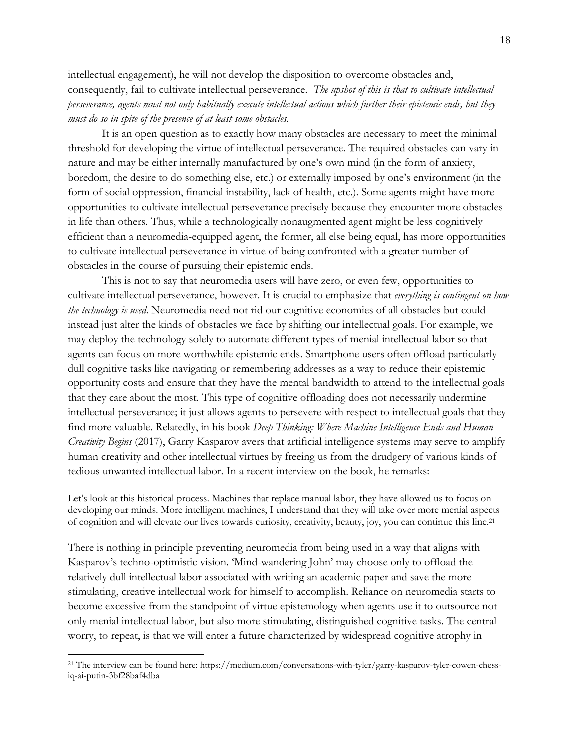intellectual engagement), he will not develop the disposition to overcome obstacles and, consequently, fail to cultivate intellectual perseverance. *The upshot of this is that to cultivate intellectual perseverance, agents must not only habitually execute intellectual actions which further their epistemic ends, but they must do so in spite of the presence of at least some obstacles.*

It is an open question as to exactly how many obstacles are necessary to meet the minimal threshold for developing the virtue of intellectual perseverance. The required obstacles can vary in nature and may be either internally manufactured by one's own mind (in the form of anxiety, boredom, the desire to do something else, etc.) or externally imposed by one's environment (in the form of social oppression, financial instability, lack of health, etc.). Some agents might have more opportunities to cultivate intellectual perseverance precisely because they encounter more obstacles in life than others. Thus, while a technologically nonaugmented agent might be less cognitively efficient than a neuromedia-equipped agent, the former, all else being equal, has more opportunities to cultivate intellectual perseverance in virtue of being confronted with a greater number of obstacles in the course of pursuing their epistemic ends.

This is not to say that neuromedia users will have zero, or even few, opportunities to cultivate intellectual perseverance, however. It is crucial to emphasize that *everything is contingent on how the technology is used*. Neuromedia need not rid our cognitive economies of all obstacles but could instead just alter the kinds of obstacles we face by shifting our intellectual goals. For example, we may deploy the technology solely to automate different types of menial intellectual labor so that agents can focus on more worthwhile epistemic ends. Smartphone users often offload particularly dull cognitive tasks like navigating or remembering addresses as a way to reduce their epistemic opportunity costs and ensure that they have the mental bandwidth to attend to the intellectual goals that they care about the most. This type of cognitive offloading does not necessarily undermine intellectual perseverance; it just allows agents to persevere with respect to intellectual goals that they find more valuable. Relatedly, in his book *Deep Thinking: Where Machine Intelligence Ends and Human Creativity Begins* (2017), Garry Kasparov avers that artificial intelligence systems may serve to amplify human creativity and other intellectual virtues by freeing us from the drudgery of various kinds of tedious unwanted intellectual labor. In a recent interview on the book, he remarks:

> Let's look at this historical process. Machines that replace manual labor, they have allowed us to focus on developing our minds. More intelligent machines, I understand that they will take over more menial aspects of cognition and will elevate our lives towards curiosity, creativity, beauty, joy, you can continue this line.[21]

There is nothing in principle preventing neuromedia from being used in a way that aligns with Kasparov's techno-optimistic vision. 'Mind-wandering John' may choose only to offload the relatively dull intellectual labor associated with writing an academic paper and save the more stimulating, creative intellectual work for himself to accomplish. Reliance on neuromedia starts to become excessive from the standpoint of virtue epistemology when agents use it to outsource not only menial intellectual labor, but also more stimulating, distinguished cognitive tasks. The central worry, to repeat, is that we will enter a future characterized by widespread cognitive atrophy in

---

[21] The interview can be found here: https://medium.com/conversations-with-tyler/garry-kasparov-tyler-cowen-chess-iq-ai-putin-3bf28baf4dba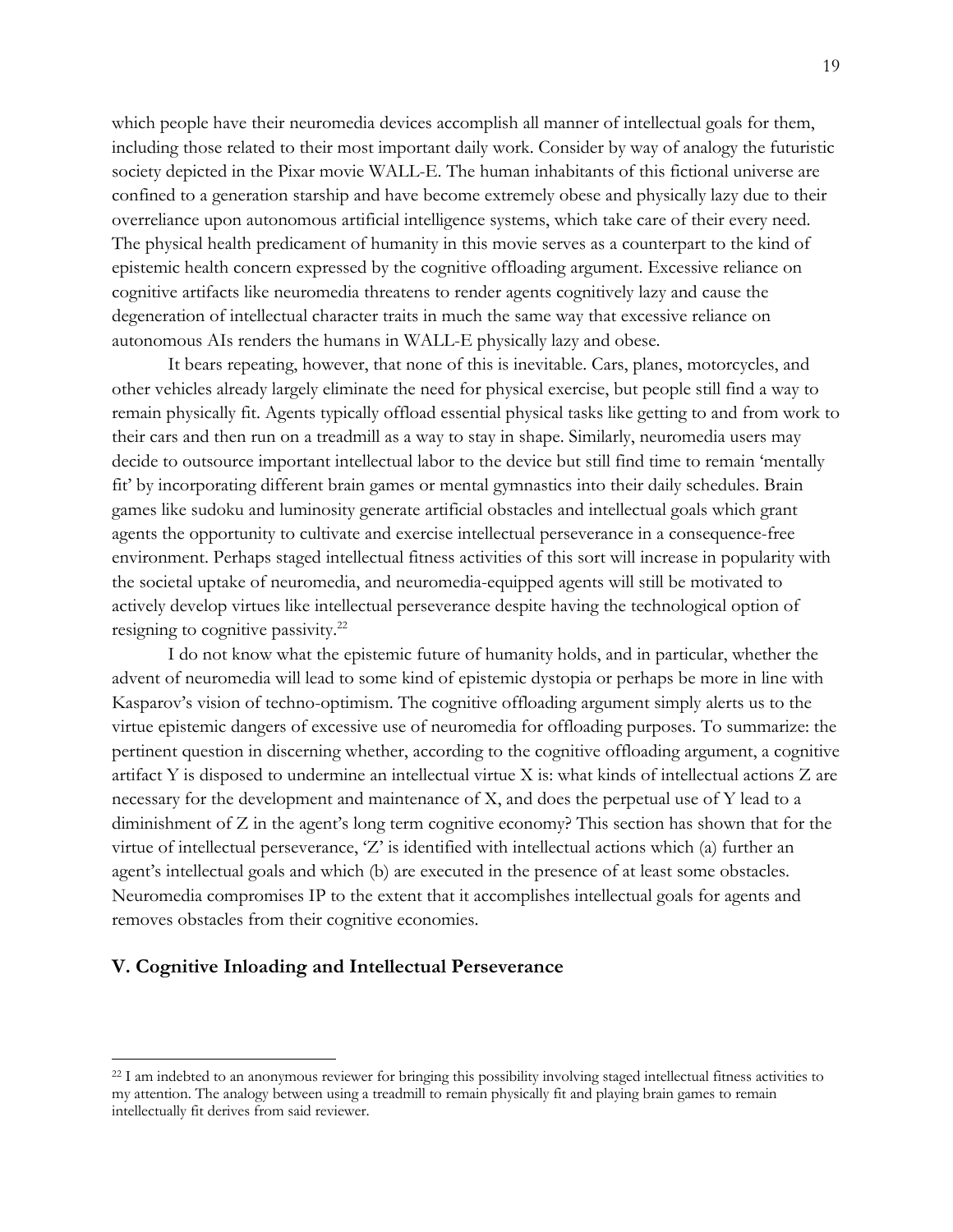which people have their neuromedia devices accomplish all manner of intellectual goals for them, including those related to their most important daily work. Consider by way of analogy the futuristic society depicted in the Pixar movie WALL-E. The human inhabitants of this fictional universe are confined to a generation starship and have become extremely obese and physically lazy due to their overreliance upon autonomous artificial intelligence systems, which take care of their every need. The physical health predicament of humanity in this movie serves as a counterpart to the kind of epistemic health concern expressed by the cognitive offloading argument. Excessive reliance on cognitive artifacts like neuromedia threatens to render agents cognitively lazy and cause the degeneration of intellectual character traits in much the same way that excessive reliance on autonomous AIs renders the humans in WALL-E physically lazy and obese.

It bears repeating, however, that none of this is inevitable. Cars, planes, motorcycles, and other vehicles already largely eliminate the need for physical exercise, but people still find a way to remain physically fit. Agents typically offload essential physical tasks like getting to and from work to their cars and then run on a treadmill as a way to stay in shape. Similarly, neuromedia users may decide to outsource important intellectual labor to the device but still find time to remain 'mentally fit' by incorporating different brain games or mental gymnastics into their daily schedules. Brain games like sudoku and luminosity generate artificial obstacles and intellectual goals which grant agents the opportunity to cultivate and exercise intellectual perseverance in a consequence-free environment. Perhaps staged intellectual fitness activities of this sort will increase in popularity with the societal uptake of neuromedia, and neuromedia-equipped agents will still be motivated to actively develop virtues like intellectual perseverance despite having the technological option of resigning to cognitive passivity.[22]

I do not know what the epistemic future of humanity holds, and in particular, whether the advent of neuromedia will lead to some kind of epistemic dystopia or perhaps be more in line with Kasparov's vision of techno-optimism. The cognitive offloading argument simply alerts us to the virtue epistemic dangers of excessive use of neuromedia for offloading purposes. To summarize: the pertinent question in discerning whether, according to the cognitive offloading argument, a cognitive artifact Y is disposed to undermine an intellectual virtue X is: what kinds of intellectual actions Z are necessary for the development and maintenance of X, and does the perpetual use of Y lead to a diminishment of Z in the agent's long term cognitive economy? This section has shown that for the virtue of intellectual perseverance, 'Z' is identified with intellectual actions which (a) further an agent's intellectual goals and which (b) are executed in the presence of at least some obstacles. Neuromedia compromises IP to the extent that it accomplishes intellectual goals for agents and removes obstacles from their cognitive economies.

## V. Cognitive Inloading and Intellectual Perseverance

---

[22] I am indebted to an anonymous reviewer for bringing this possibility involving staged intellectual fitness activities to my attention. The analogy between using a treadmill to remain physically fit and playing brain games to remain intellectually fit derives from said reviewer.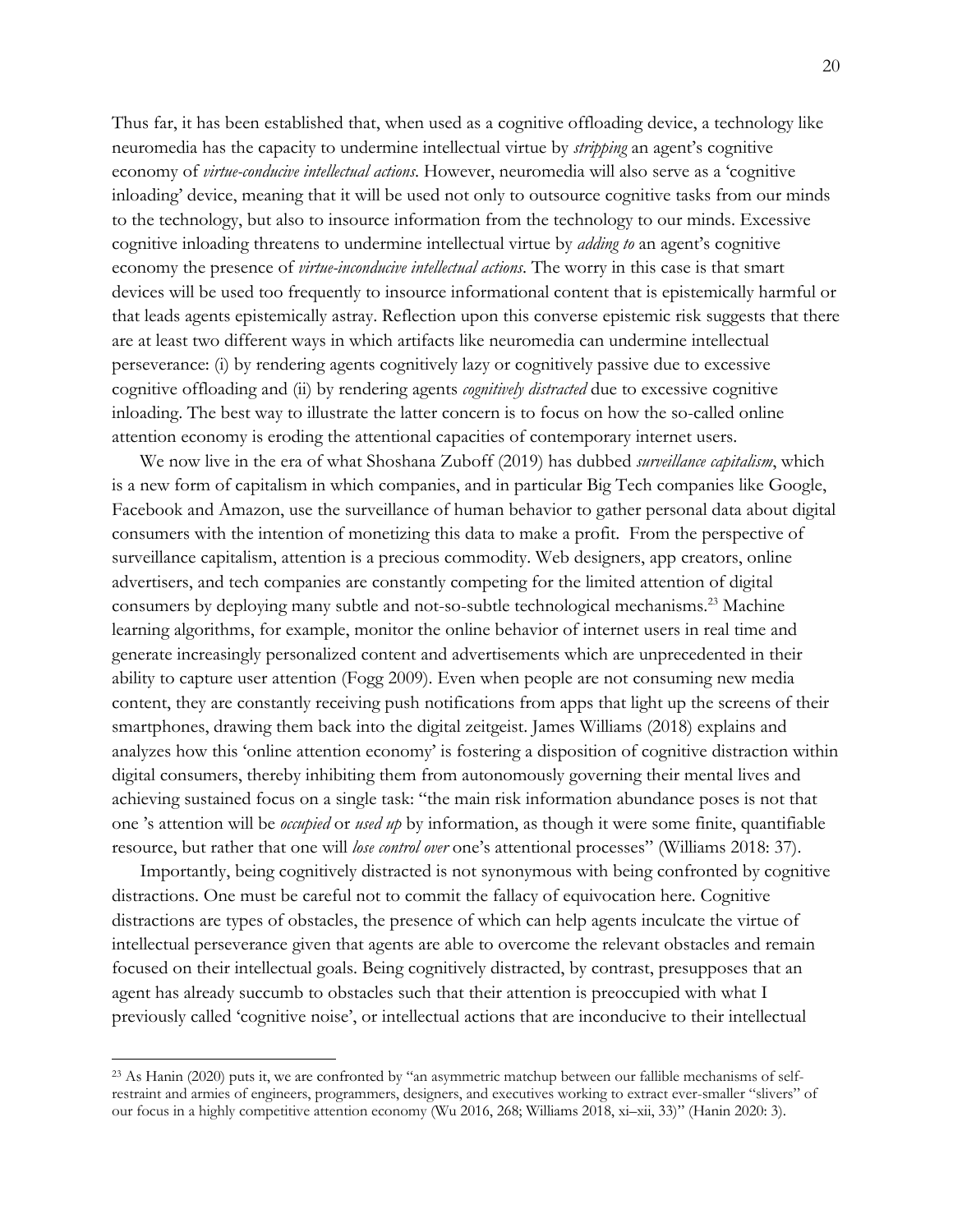Thus far, it has been established that, when used as a cognitive offloading device, a technology like neuromedia has the capacity to undermine intellectual virtue by *stripping* an agent's cognitive economy of *virtue-conducive intellectual actions*. However, neuromedia will also serve as a 'cognitive inloading' device, meaning that it will be used not only to outsource cognitive tasks from our minds to the technology, but also to insource information from the technology to our minds. Excessive cognitive inloading threatens to undermine intellectual virtue by *adding to* an agent's cognitive economy the presence of *virtue-inconducive intellectual actions*. The worry in this case is that smart devices will be used too frequently to insource informational content that is epistemically harmful or that leads agents epistemically astray. Reflection upon this converse epistemic risk suggests that there are at least two different ways in which artifacts like neuromedia can undermine intellectual perseverance: (i) by rendering agents cognitively lazy or cognitively passive due to excessive cognitive offloading and (ii) by rendering agents *cognitively distracted* due to excessive cognitive inloading. The best way to illustrate the latter concern is to focus on how the so-called online attention economy is eroding the attentional capacities of contemporary internet users.

We now live in the era of what Shoshana Zuboff (2019) has dubbed *surveillance capitalism*, which is a new form of capitalism in which companies, and in particular Big Tech companies like Google, Facebook and Amazon, use the surveillance of human behavior to gather personal data about digital consumers with the intention of monetizing this data to make a profit. From the perspective of surveillance capitalism, attention is a precious commodity. Web designers, app creators, online advertisers, and tech companies are constantly competing for the limited attention of digital consumers by deploying many subtle and not-so-subtle technological mechanisms.[23] Machine learning algorithms, for example, monitor the online behavior of internet users in real time and generate increasingly personalized content and advertisements which are unprecedented in their ability to capture user attention (Fogg 2009). Even when people are not consuming new media content, they are constantly receiving push notifications from apps that light up the screens of their smartphones, drawing them back into the digital zeitgeist. James Williams (2018) explains and analyzes how this 'online attention economy' is fostering a disposition of cognitive distraction within digital consumers, thereby inhibiting them from autonomously governing their mental lives and achieving sustained focus on a single task: "the main risk information abundance poses is not that one 's attention will be *occupied* or *used up* by information, as though it were some finite, quantifiable resource, but rather that one will *lose control over* one's attentional processes" (Williams 2018: 37).

Importantly, being cognitively distracted is not synonymous with being confronted by cognitive distractions. One must be careful not to commit the fallacy of equivocation here. Cognitive distractions are types of obstacles, the presence of which can help agents inculcate the virtue of intellectual perseverance given that agents are able to overcome the relevant obstacles and remain focused on their intellectual goals. Being cognitively distracted, by contrast, presupposes that an agent has already succumb to obstacles such that their attention is preoccupied with what I previously called 'cognitive noise', or intellectual actions that are inconducive to their intellectual

---

[23] As Hanin (2020) puts it, we are confronted by "an asymmetric matchup between our fallible mechanisms of self-restraint and armies of engineers, programmers, designers, and executives working to extract ever-smaller "slivers" of our focus in a highly competitive attention economy (Wu 2016, 268; Williams 2018, xi–xii, 33)" (Hanin 2020: 3).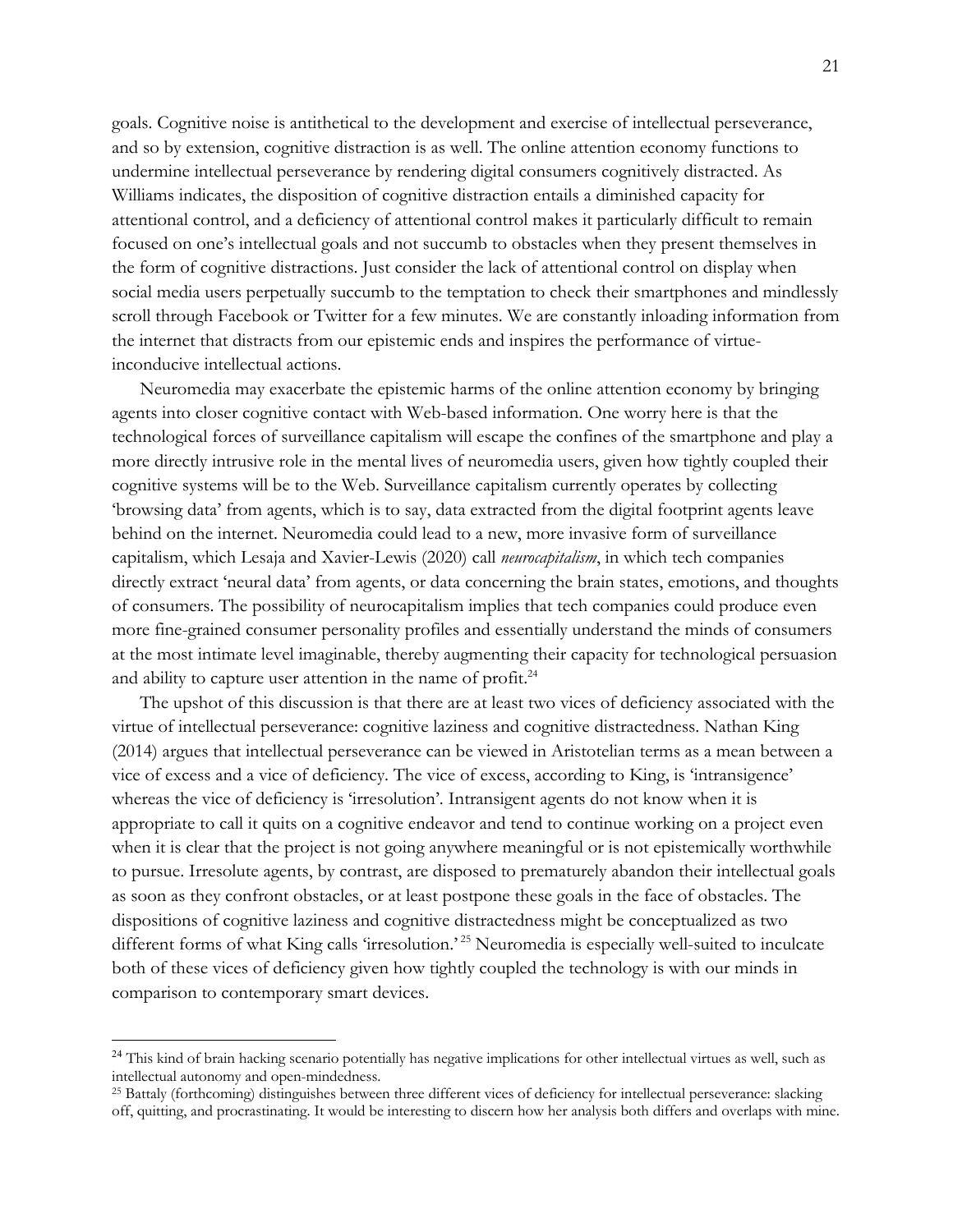goals. Cognitive noise is antithetical to the development and exercise of intellectual perseverance, and so by extension, cognitive distraction is as well. The online attention economy functions to undermine intellectual perseverance by rendering digital consumers cognitively distracted. As Williams indicates, the disposition of cognitive distraction entails a diminished capacity for attentional control, and a deficiency of attentional control makes it particularly difficult to remain focused on one's intellectual goals and not succumb to obstacles when they present themselves in the form of cognitive distractions. Just consider the lack of attentional control on display when social media users perpetually succumb to the temptation to check their smartphones and mindlessly scroll through Facebook or Twitter for a few minutes. We are constantly inloading information from the internet that distracts from our epistemic ends and inspires the performance of virtue-inconducive intellectual actions.

Neuromedia may exacerbate the epistemic harms of the online attention economy by bringing agents into closer cognitive contact with Web-based information. One worry here is that the technological forces of surveillance capitalism will escape the confines of the smartphone and play a more directly intrusive role in the mental lives of neuromedia users, given how tightly coupled their cognitive systems will be to the Web. Surveillance capitalism currently operates by collecting 'browsing data' from agents, which is to say, data extracted from the digital footprint agents leave behind on the internet. Neuromedia could lead to a new, more invasive form of surveillance capitalism, which Lesaja and Xavier-Lewis (2020) call *neurocapitalism*, in which tech companies directly extract 'neural data' from agents, or data concerning the brain states, emotions, and thoughts of consumers. The possibility of neurocapitalism implies that tech companies could produce even more fine-grained consumer personality profiles and essentially understand the minds of consumers at the most intimate level imaginable, thereby augmenting their capacity for technological persuasion and ability to capture user attention in the name of profit.[24]

The upshot of this discussion is that there are at least two vices of deficiency associated with the virtue of intellectual perseverance: cognitive laziness and cognitive distractedness. Nathan King (2014) argues that intellectual perseverance can be viewed in Aristotelian terms as a mean between a vice of excess and a vice of deficiency. The vice of excess, according to King, is 'intransigence' whereas the vice of deficiency is 'irresolution'. Intransigent agents do not know when it is appropriate to call it quits on a cognitive endeavor and tend to continue working on a project even when it is clear that the project is not going anywhere meaningful or is not epistemically worthwhile to pursue. Irresolute agents, by contrast, are disposed to prematurely abandon their intellectual goals as soon as they confront obstacles, or at least postpone these goals in the face of obstacles. The dispositions of cognitive laziness and cognitive distractedness might be conceptualized as two different forms of what King calls 'irresolution.'[25] Neuromedia is especially well-suited to inculcate both of these vices of deficiency given how tightly coupled the technology is with our minds in comparison to contemporary smart devices.

---

[24] This kind of brain hacking scenario potentially has negative implications for other intellectual virtues as well, such as intellectual autonomy and open-mindedness.

[25] Battaly (forthcoming) distinguishes between three different vices of deficiency for intellectual perseverance: slacking off, quitting, and procrastinating. It would be interesting to discern how her analysis both differs and overlaps with mine.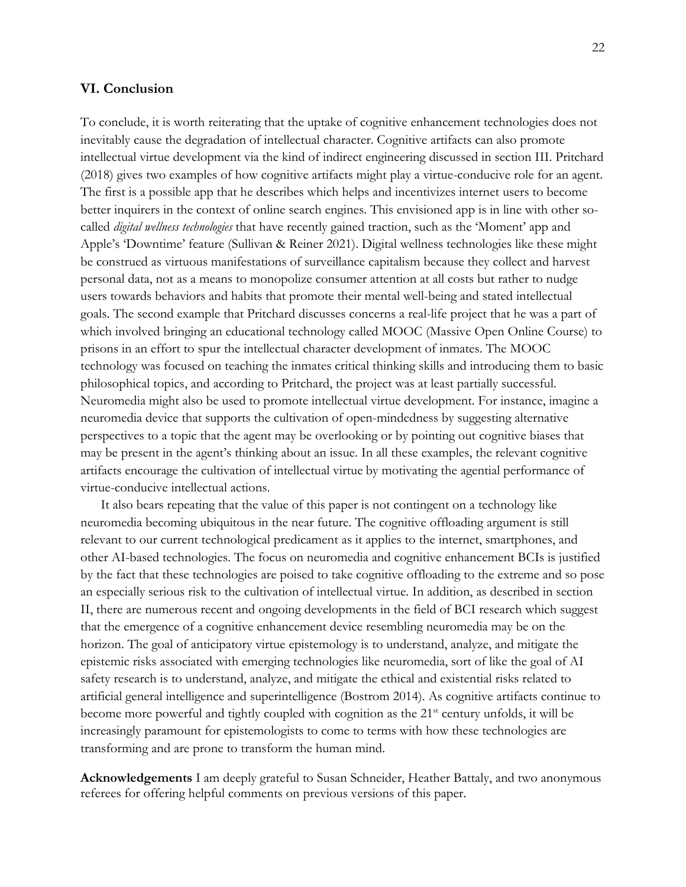## VI. Conclusion

To conclude, it is worth reiterating that the uptake of cognitive enhancement technologies does not inevitably cause the degradation of intellectual character. Cognitive artifacts can also promote intellectual virtue development via the kind of indirect engineering discussed in section III. Pritchard (2018) gives two examples of how cognitive artifacts might play a virtue-conducive role for an agent. The first is a possible app that he describes which helps and incentivizes internet users to become better inquirers in the context of online search engines. This envisioned app is in line with other so-called *digital wellness technologies* that have recently gained traction, such as the 'Moment' app and Apple's 'Downtime' feature (Sullivan & Reiner 2021). Digital wellness technologies like these might be construed as virtuous manifestations of surveillance capitalism because they collect and harvest personal data, not as a means to monopolize consumer attention at all costs but rather to nudge users towards behaviors and habits that promote their mental well-being and stated intellectual goals. The second example that Pritchard discusses concerns a real-life project that he was a part of which involved bringing an educational technology called MOOC (Massive Open Online Course) to prisons in an effort to spur the intellectual character development of inmates. The MOOC technology was focused on teaching the inmates critical thinking skills and introducing them to basic philosophical topics, and according to Pritchard, the project was at least partially successful. Neuromedia might also be used to promote intellectual virtue development. For instance, imagine a neuromedia device that supports the cultivation of open-mindedness by suggesting alternative perspectives to a topic that the agent may be overlooking or by pointing out cognitive biases that may be present in the agent's thinking about an issue. In all these examples, the relevant cognitive artifacts encourage the cultivation of intellectual virtue by motivating the agential performance of virtue-conducive intellectual actions.

It also bears repeating that the value of this paper is not contingent on a technology like neuromedia becoming ubiquitous in the near future. The cognitive offloading argument is still relevant to our current technological predicament as it applies to the internet, smartphones, and other AI-based technologies. The focus on neuromedia and cognitive enhancement BCIs is justified by the fact that these technologies are poised to take cognitive offloading to the extreme and so pose an especially serious risk to the cultivation of intellectual virtue. In addition, as described in section II, there are numerous recent and ongoing developments in the field of BCI research which suggest that the emergence of a cognitive enhancement device resembling neuromedia may be on the horizon. The goal of anticipatory virtue epistemology is to understand, analyze, and mitigate the epistemic risks associated with emerging technologies like neuromedia, sort of like the goal of AI safety research is to understand, analyze, and mitigate the ethical and existential risks related to artificial general intelligence and superintelligence (Bostrom 2014). As cognitive artifacts continue to become more powerful and tightly coupled with cognition as the 21st century unfolds, it will be increasingly paramount for epistemologists to come to terms with how these technologies are transforming and are prone to transform the human mind.

**Acknowledgements** I am deeply grateful to Susan Schneider, Heather Battaly, and two anonymous referees for offering helpful comments on previous versions of this paper.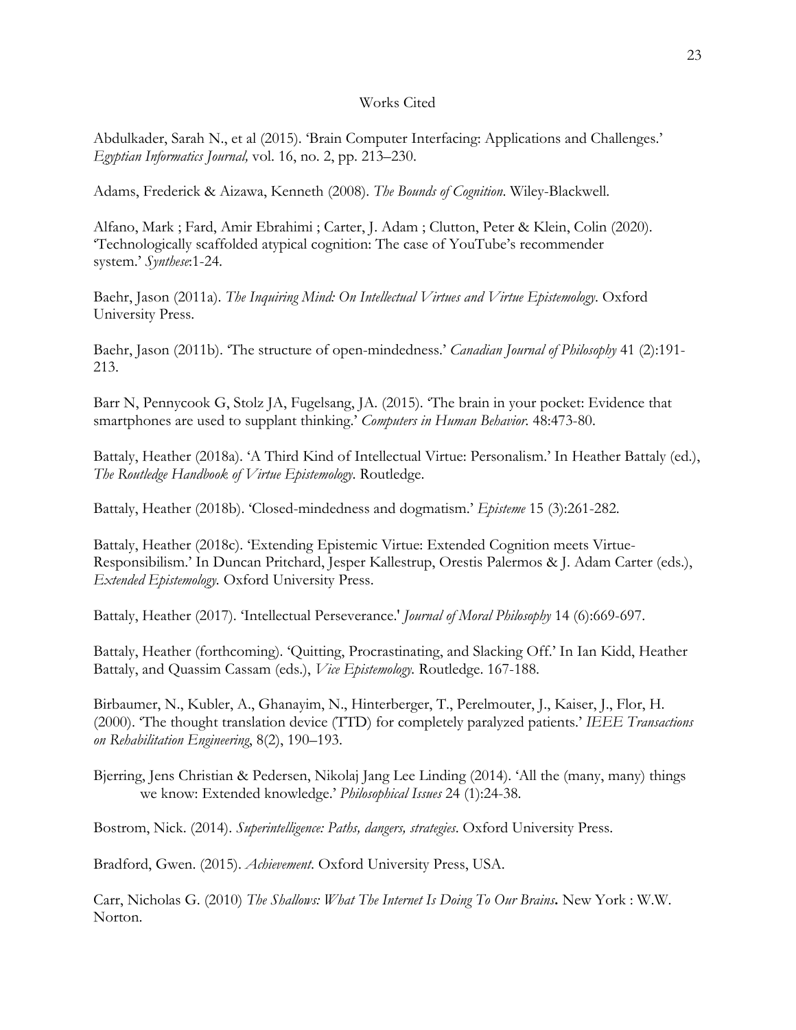# Works Cited

Abdulkader, Sarah N., et al (2015). 'Brain Computer Interfacing: Applications and Challenges.' *Egyptian Informatics Journal,* vol. 16, no. 2, pp. 213–230.

Adams, Frederick & Aizawa, Kenneth (2008). *The Bounds of Cognition*. Wiley-Blackwell.

Alfano, Mark ; Fard, Amir Ebrahimi ; Carter, J. Adam ; Clutton, Peter & Klein, Colin (2020). 'Technologically scaffolded atypical cognition: The case of YouTube's recommender system.' *Synthese*:1-24.

Baehr, Jason (2011a). *The Inquiring Mind: On Intellectual Virtues and Virtue Epistemology*. Oxford University Press.

Baehr, Jason (2011b). 'The structure of open-mindedness.' *Canadian Journal of Philosophy* 41 (2):191-213.

Barr N, Pennycook G, Stolz JA, Fugelsang, JA. (2015). 'The brain in your pocket: Evidence that smartphones are used to supplant thinking.' *Computers in Human Behavior*. 48:473-80.

Battaly, Heather (2018a). 'A Third Kind of Intellectual Virtue: Personalism.' In Heather Battaly (ed.), *The Routledge Handbook of Virtue Epistemology*. Routledge.

Battaly, Heather (2018b). 'Closed-mindedness and dogmatism.' *Episteme* 15 (3):261-282.

Battaly, Heather (2018c). 'Extending Epistemic Virtue: Extended Cognition meets Virtue-Responsibilism.' In Duncan Pritchard, Jesper Kallestrup, Orestis Palermos & J. Adam Carter (eds.), *Extended Epistemology.* Oxford University Press.

Battaly, Heather (2017). 'Intellectual Perseverance.' *Journal of Moral Philosophy* 14 (6):669-697.

Battaly, Heather (forthcoming). 'Quitting, Procrastinating, and Slacking Off.' In Ian Kidd, Heather Battaly, and Quassim Cassam (eds.), *Vice Epistemology.* Routledge. 167-188.

Birbaumer, N., Kubler, A., Ghanayim, N., Hinterberger, T., Perelmouter, J., Kaiser, J., Flor, H. (2000). 'The thought translation device (TTD) for completely paralyzed patients.' *IEEE Transactions on Rehabilitation Engineering*, 8(2), 190–193.

Bjerring, Jens Christian & Pedersen, Nikolaj Jang Lee Linding (2014). 'All the (many, many) things we know: Extended knowledge.' *Philosophical Issues* 24 (1):24-38.

Bostrom, Nick. (2014). *Superintelligence: Paths, dangers, strategies*. Oxford University Press.

Bradford, Gwen. (2015). *Achievement*. Oxford University Press, USA.

Carr, Nicholas G. (2010) *The Shallows: What The Internet Is Doing To Our Brains***.** New York : W.W. Norton.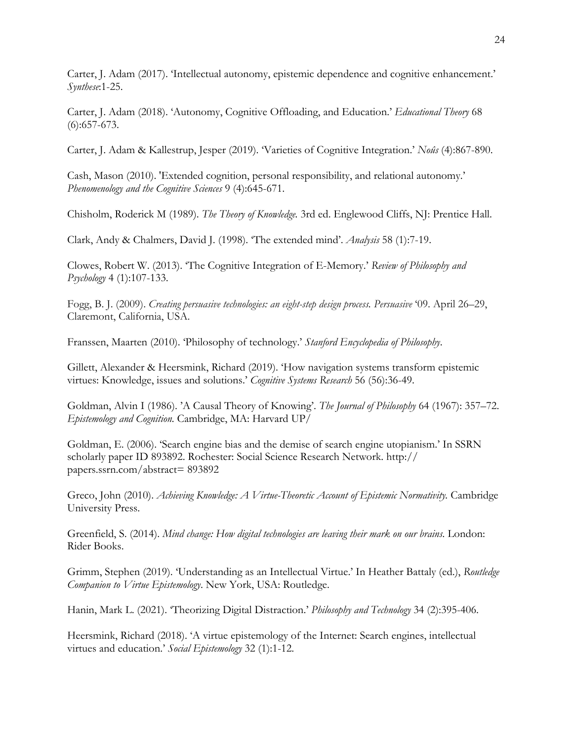Carter, J. Adam (2017). 'Intellectual autonomy, epistemic dependence and cognitive enhancement.' *Synthese*:1-25.

Carter, J. Adam (2018). 'Autonomy, Cognitive Offloading, and Education.' *Educational Theory* 68 (6):657-673.

Carter, J. Adam & Kallestrup, Jesper (2019). 'Varieties of Cognitive Integration.' *Noûs* (4):867-890.

Cash, Mason (2010). 'Extended cognition, personal responsibility, and relational autonomy.' *Phenomenology and the Cognitive Sciences* 9 (4):645-671.

Chisholm, Roderick M (1989). *The Theory of Knowledge.* 3rd ed. Englewood Cliffs, NJ: Prentice Hall.

Clark, Andy & Chalmers, David J. (1998). 'The extended mind'. *Analysis* 58 (1):7-19.

Clowes, Robert W. (2013). 'The Cognitive Integration of E-Memory.' *Review of Philosophy and Psychology* 4 (1):107-133.

Fogg, B. J. (2009). *Creating persuasive technologies: an eight-step design process. Persuasive* '09. April 26–29, Claremont, California, USA.

Franssen, Maarten (2010). 'Philosophy of technology.' *Stanford Encyclopedia of Philosophy*.

Gillett, Alexander & Heersmink, Richard (2019). 'How navigation systems transform epistemic virtues: Knowledge, issues and solutions.' *Cognitive Systems Research* 56 (56):36-49.

Goldman, Alvin I (1986). 'A Causal Theory of Knowing'. *The Journal of Philosophy* 64 (1967): 357–72. *Epistemology and Cognition.* Cambridge, MA: Harvard UP/

Goldman, E. (2006). 'Search engine bias and the demise of search engine utopianism.' In SSRN scholarly paper ID 893892. Rochester: Social Science Research Network. http:// papers.ssrn.com/abstract= 893892

Greco, John (2010). *Achieving Knowledge: A Virtue-Theoretic Account of Epistemic Normativity.* Cambridge University Press.

Greenfield, S. (2014). *Mind change: How digital technologies are leaving their mark on our brains.* London: Rider Books.

Grimm, Stephen (2019). 'Understanding as an Intellectual Virtue.' In Heather Battaly (ed.), *Routledge Companion to Virtue Epistemology*. New York, USA: Routledge.

Hanin, Mark L. (2021). 'Theorizing Digital Distraction.' *Philosophy and Technology* 34 (2):395-406.

Heersmink, Richard (2018). 'A virtue epistemology of the Internet: Search engines, intellectual virtues and education.' *Social Epistemology* 32 (1):1-12.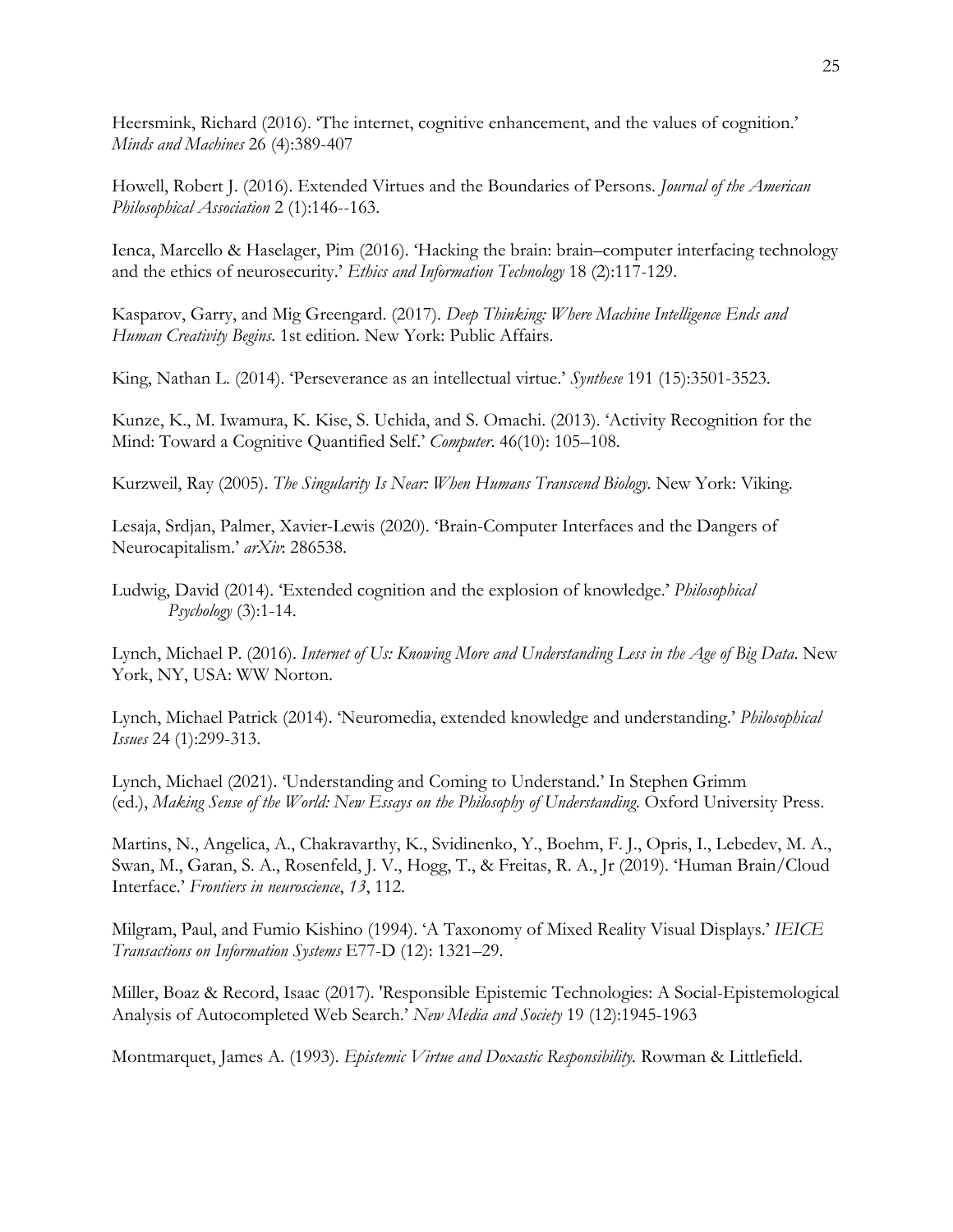Heersmink, Richard (2016). 'The internet, cognitive enhancement, and the values of cognition.' *Minds and Machines* 26 (4):389-407

Howell, Robert J. (2016). Extended Virtues and the Boundaries of Persons. *Journal of the American Philosophical Association* 2 (1):146--163.

Ienca, Marcello & Haselager, Pim (2016). 'Hacking the brain: brain–computer interfacing technology and the ethics of neurosecurity.' *Ethics and Information Technology* 18 (2):117-129.

Kasparov, Garry, and Mig Greengard. (2017). *Deep Thinking: Where Machine Intelligence Ends and Human Creativity Begins*. 1st edition. New York: Public Affairs.

King, Nathan L. (2014). 'Perseverance as an intellectual virtue.' *Synthese* 191 (15):3501-3523.

Kunze, K., M. Iwamura, K. Kise, S. Uchida, and S. Omachi. (2013). 'Activity Recognition for the Mind: Toward a Cognitive Quantified Self.' *Computer*. 46(10): 105–108.

Kurzweil, Ray (2005). *The Singularity Is Near: When Humans Transcend Biology.* New York: Viking.

Lesaja, Srdjan, Palmer, Xavier-Lewis (2020). 'Brain-Computer Interfaces and the Dangers of Neurocapitalism.' *arXiv*: 286538.

Ludwig, David (2014). 'Extended cognition and the explosion of knowledge.' *Philosophical Psychology* (3):1-14.

Lynch, Michael P. (2016). *Internet of Us: Knowing More and Understanding Less in the Age of Big Data*. New York, NY, USA: WW Norton.

Lynch, Michael Patrick (2014). 'Neuromedia, extended knowledge and understanding.' *Philosophical Issues* 24 (1):299-313.

Lynch, Michael (2021). 'Understanding and Coming to Understand.' In Stephen Grimm (ed.), *Making Sense of the World: New Essays on the Philosophy of Understanding*. Oxford University Press.

Martins, N., Angelica, A., Chakravarthy, K., Svidinenko, Y., Boehm, F. J., Opris, I., Lebedev, M. A., Swan, M., Garan, S. A., Rosenfeld, J. V., Hogg, T., & Freitas, R. A., Jr (2019). 'Human Brain/Cloud Interface.' *Frontiers in neuroscience*, *13*, 112.

Milgram, Paul, and Fumio Kishino (1994). 'A Taxonomy of Mixed Reality Visual Displays.' *IEICE Transactions on Information Systems* E77-D (12): 1321–29.

Miller, Boaz & Record, Isaac (2017). 'Responsible Epistemic Technologies: A Social-Epistemological Analysis of Autocompleted Web Search.' *New Media and Society* 19 (12):1945-1963

Montmarquet, James A. (1993). *Epistemic Virtue and Doxastic Responsibility.* Rowman & Littlefield.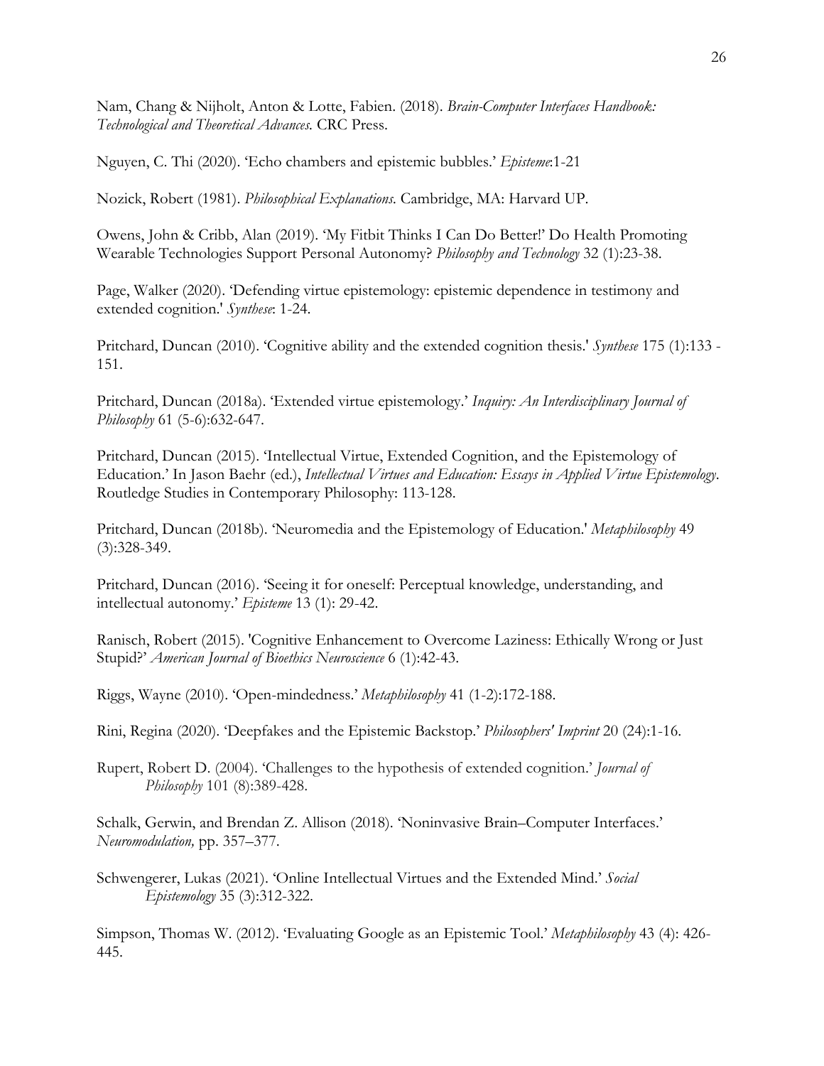Nam, Chang & Nijholt, Anton & Lotte, Fabien. (2018). *Brain-Computer Interfaces Handbook: Technological and Theoretical Advances.* CRC Press.

Nguyen, C. Thi (2020). 'Echo chambers and epistemic bubbles.' *Episteme*:1-21

Nozick, Robert (1981). *Philosophical Explanations.* Cambridge, MA: Harvard UP.

Owens, John & Cribb, Alan (2019). 'My Fitbit Thinks I Can Do Better!' Do Health Promoting Wearable Technologies Support Personal Autonomy? *Philosophy and Technology* 32 (1):23-38.

Page, Walker (2020). 'Defending virtue epistemology: epistemic dependence in testimony and extended cognition.' *Synthese*: 1-24.

Pritchard, Duncan (2010). 'Cognitive ability and the extended cognition thesis.' *Synthese* 175 (1):133 - 151.

Pritchard, Duncan (2018a). 'Extended virtue epistemology.' *Inquiry: An Interdisciplinary Journal of Philosophy* 61 (5-6):632-647.

Pritchard, Duncan (2015). 'Intellectual Virtue, Extended Cognition, and the Epistemology of Education.' In Jason Baehr (ed.), *Intellectual Virtues and Education: Essays in Applied Virtue Epistemology*. Routledge Studies in Contemporary Philosophy: 113-128.

Pritchard, Duncan (2018b). 'Neuromedia and the Epistemology of Education.' *Metaphilosophy* 49 (3):328-349.

Pritchard, Duncan (2016). 'Seeing it for oneself: Perceptual knowledge, understanding, and intellectual autonomy.' *Episteme* 13 (1): 29-42.

Ranisch, Robert (2015). 'Cognitive Enhancement to Overcome Laziness: Ethically Wrong or Just Stupid?' *American Journal of Bioethics Neuroscience* 6 (1):42-43.

Riggs, Wayne (2010). 'Open-mindedness.' *Metaphilosophy* 41 (1-2):172-188.

Rini, Regina (2020). 'Deepfakes and the Epistemic Backstop.' *Philosophers' Imprint* 20 (24):1-16.

Rupert, Robert D. (2004). 'Challenges to the hypothesis of extended cognition.' *Journal of Philosophy* 101 (8):389-428.

Schalk, Gerwin, and Brendan Z. Allison (2018). 'Noninvasive Brain–Computer Interfaces.' *Neuromodulation,* pp. 357–377.

Schwengerer, Lukas (2021). 'Online Intellectual Virtues and the Extended Mind.' *Social Epistemology* 35 (3):312-322.

Simpson, Thomas W. (2012). 'Evaluating Google as an Epistemic Tool.' *Metaphilosophy* 43 (4): 426-445.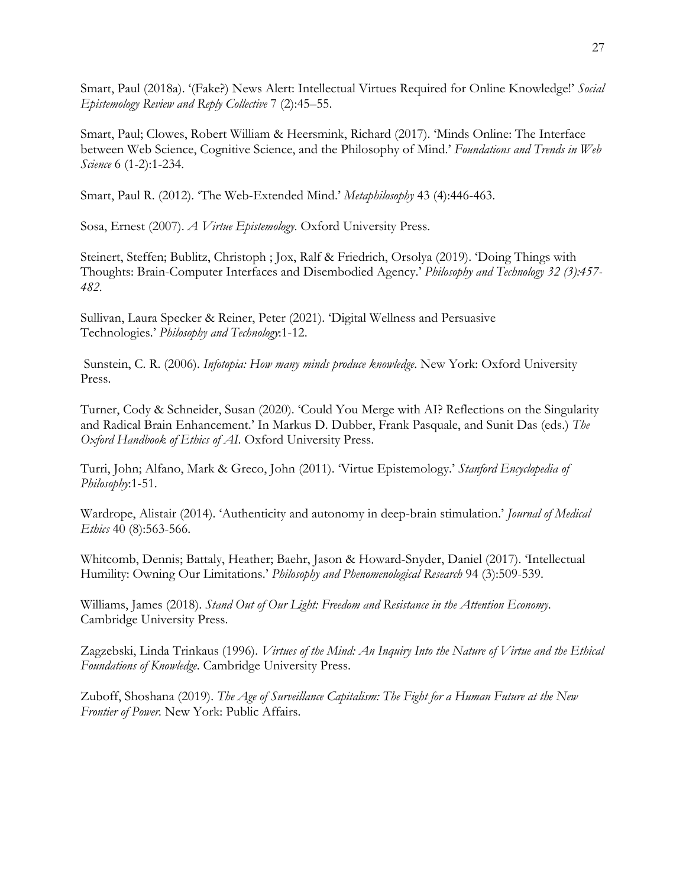Smart, Paul (2018a). '(Fake?) News Alert: Intellectual Virtues Required for Online Knowledge!' *Social Epistemology Review and Reply Collective* 7 (2):45–55.

Smart, Paul; Clowes, Robert William & Heersmink, Richard (2017). 'Minds Online: The Interface between Web Science, Cognitive Science, and the Philosophy of Mind.' *Foundations and Trends in Web Science* 6 (1-2):1-234.

Smart, Paul R. (2012). 'The Web-Extended Mind.' *Metaphilosophy* 43 (4):446-463.

Sosa, Ernest (2007). *A Virtue Epistemology*. Oxford University Press.

Steinert, Steffen; Bublitz, Christoph ; Jox, Ralf & Friedrich, Orsolya (2019). 'Doing Things with Thoughts: Brain-Computer Interfaces and Disembodied Agency.' *Philosophy and Technology 32 (3):457-482*.

Sullivan, Laura Specker & Reiner, Peter (2021). 'Digital Wellness and Persuasive Technologies.' *Philosophy and Technology*:1-12.

Sunstein, C. R. (2006). *Infotopia: How many minds produce knowledge*. New York: Oxford University Press.

Turner, Cody & Schneider, Susan (2020). 'Could You Merge with AI? Reflections on the Singularity and Radical Brain Enhancement.' In Markus D. Dubber, Frank Pasquale, and Sunit Das (eds.) *The Oxford Handbook of Ethics of AI*. Oxford University Press.

Turri, John; Alfano, Mark & Greco, John (2011). 'Virtue Epistemology.' *Stanford Encyclopedia of Philosophy*:1-51.

Wardrope, Alistair (2014). 'Authenticity and autonomy in deep-brain stimulation.' *Journal of Medical Ethics* 40 (8):563-566.

Whitcomb, Dennis; Battaly, Heather; Baehr, Jason & Howard-Snyder, Daniel (2017). 'Intellectual Humility: Owning Our Limitations.' *Philosophy and Phenomenological Research* 94 (3):509-539.

Williams, James (2018). *Stand Out of Our Light: Freedom and Resistance in the Attention Economy*. Cambridge University Press.

Zagzebski, Linda Trinkaus (1996). *Virtues of the Mind: An Inquiry Into the Nature of Virtue and the Ethical Foundations of Knowledge*. Cambridge University Press.

Zuboff, Shoshana (2019). *The Age of Surveillance Capitalism: The Fight for a Human Future at the New Frontier of Power*. New York: Public Affairs.